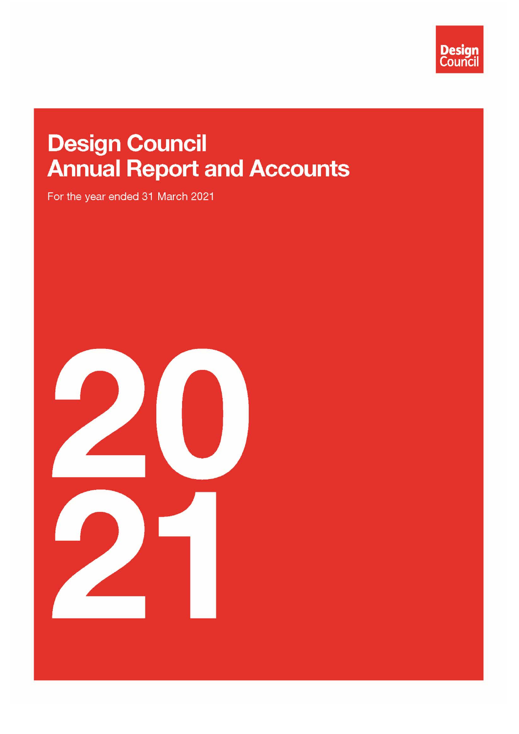Design Council

# Design Council Annual Report and Accounts

For the year ended 31 March 2021

2021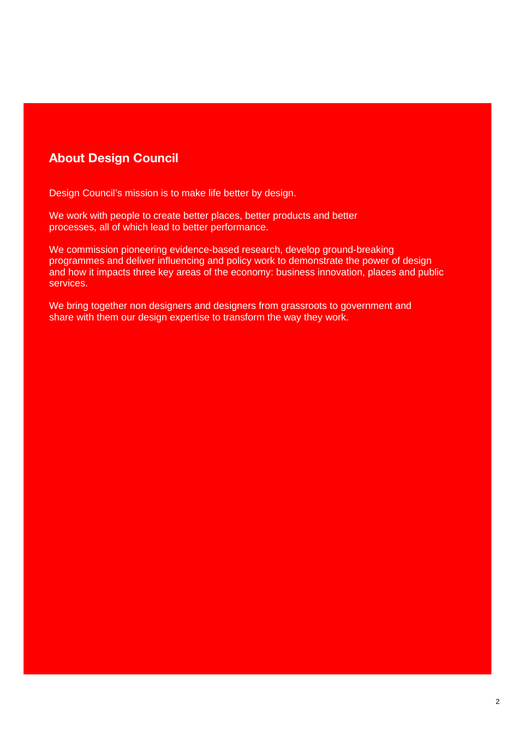## About Design Council

Design Council's mission is to make life better by design.

We work with people to create better places, better products and better processes, all of which lead to better performance.

We commission pioneering evidence-based research, develop ground-breaking programmes and deliver influencing and policy work to demonstrate the power of design and how it impacts three key areas of the economy: business innovation, places and public services.

We bring together non designers and designers from grassroots to government and share with them our design expertise to transform the way they work.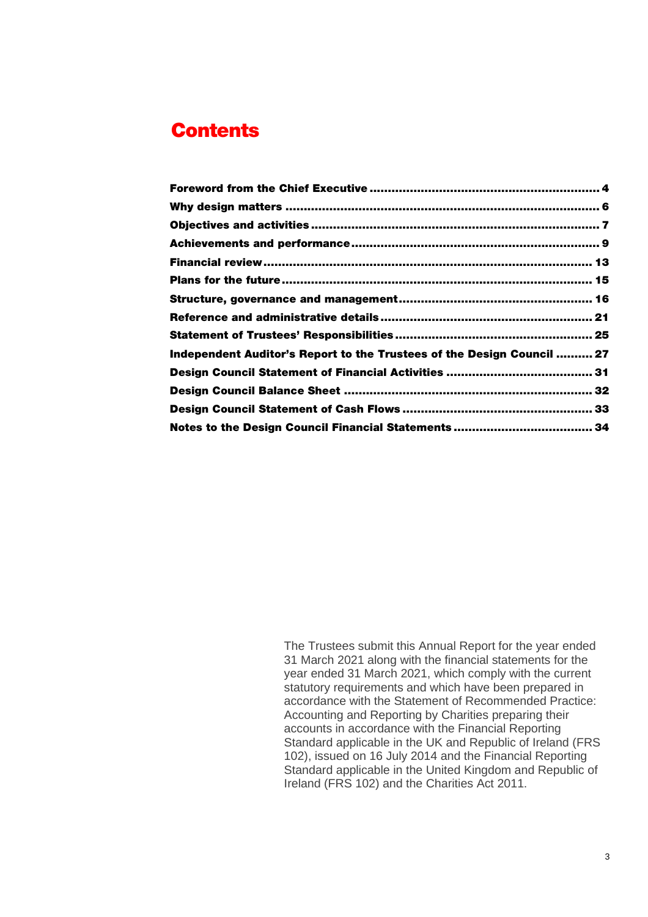# Contents

- **Foreword from the Chief Executive** ........ 4
- **Why design matters** ........ 6
- **Objectives and activities** ........ 7
- **Achievements and performance** ........ 9
- **Financial review** ........ 13
- **Plans for the future** ........ 15
- **Structure, governance and management** ........ 16
- **Reference and administrative details** ........ 21
- **Statement of Trustees' Responsibilities** ........ 25
- **Independent Auditor's Report to the Trustees of the Design Council** ........ 27
- **Design Council Statement of Financial Activities** ........ 31
- **Design Council Balance Sheet** ........ 32
- **Design Council Statement of Cash Flows** ........ 33
- **Notes to the Design Council Financial Statements** ........ 34

The Trustees submit this Annual Report for the year ended 31 March 2021 along with the financial statements for the year ended 31 March 2021, which comply with the current statutory requirements and which have been prepared in accordance with the Statement of Recommended Practice: Accounting and Reporting by Charities preparing their accounts in accordance with the Financial Reporting Standard applicable in the UK and Republic of Ireland (FRS 102), issued on 16 July 2014 and the Financial Reporting Standard applicable in the United Kingdom and Republic of Ireland (FRS 102) and the Charities Act 2011.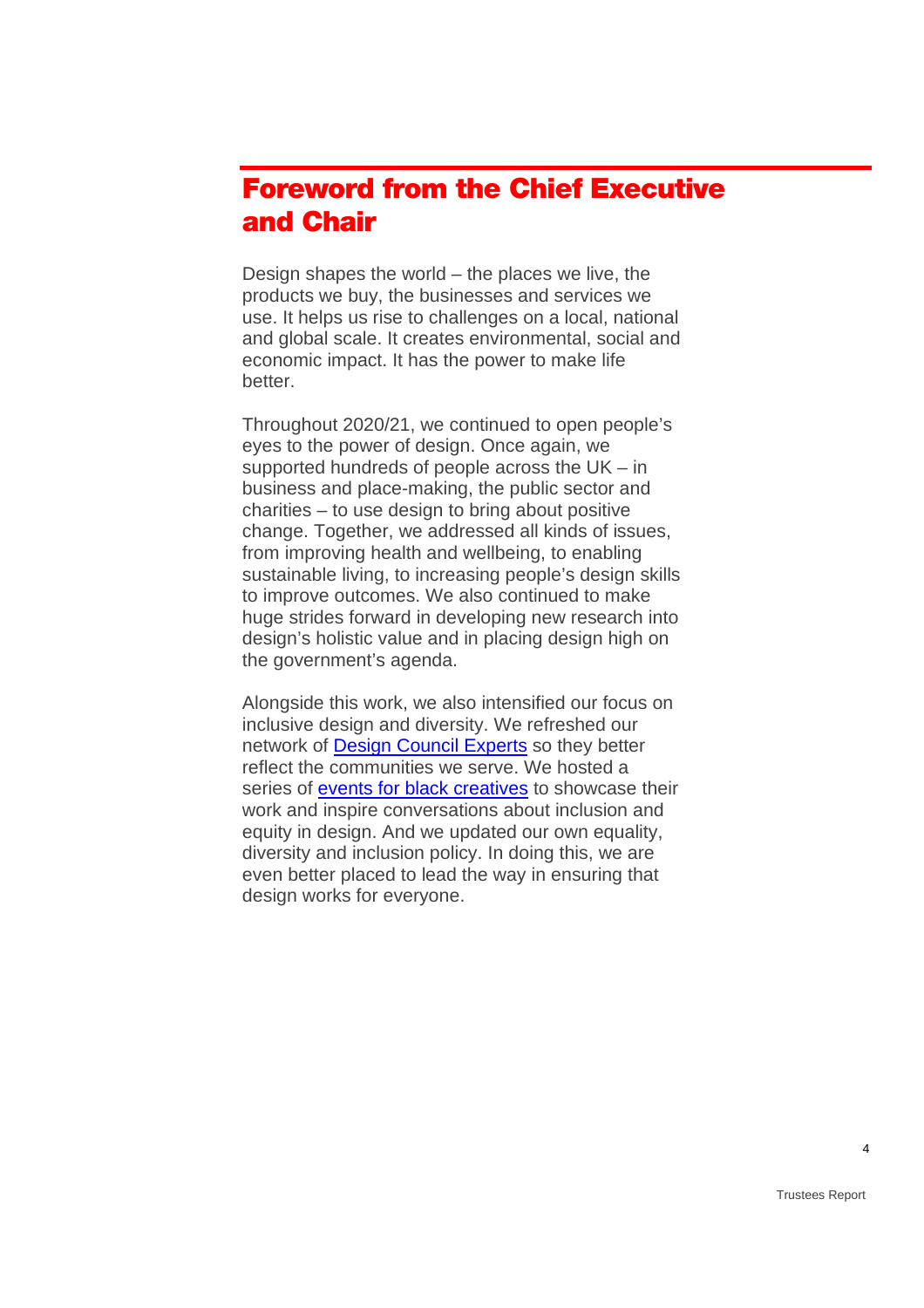# Foreword from the Chief Executive and Chair

Design shapes the world – the places we live, the products we buy, the businesses and services we use. It helps us rise to challenges on a local, national and global scale. It creates environmental, social and economic impact. It has the power to make life better.

Throughout 2020/21, we continued to open people's eyes to the power of design. Once again, we supported hundreds of people across the UK – in business and place-making, the public sector and charities – to use design to bring about positive change. Together, we addressed all kinds of issues, from improving health and wellbeing, to enabling sustainable living, to increasing people's design skills to improve outcomes. We also continued to make huge strides forward in developing new research into design's holistic value and in placing design high on the government's agenda.

Alongside this work, we also intensified our focus on inclusive design and diversity. We refreshed our network of Design Council Experts so they better reflect the communities we serve. We hosted a series of events for black creatives to showcase their work and inspire conversations about inclusion and equity in design. And we updated our own equality, diversity and inclusion policy. In doing this, we are even better placed to lead the way in ensuring that design works for everyone.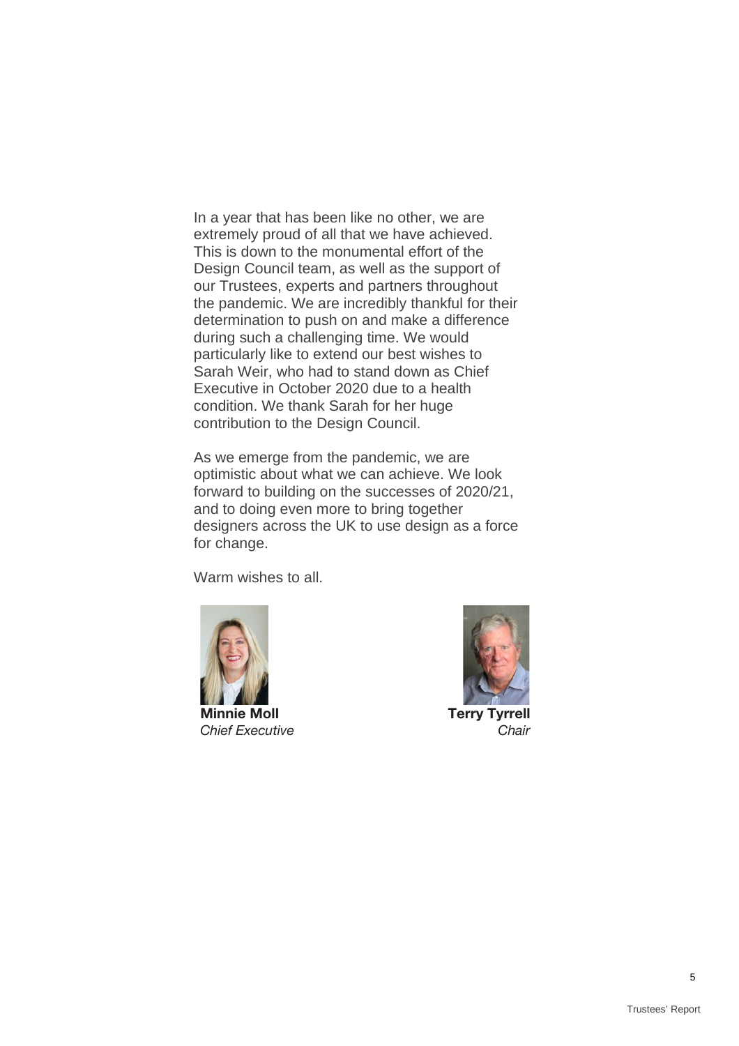In a year that has been like no other, we are extremely proud of all that we have achieved. This is down to the monumental effort of the Design Council team, as well as the support of our Trustees, experts and partners throughout the pandemic. We are incredibly thankful for their determination to push on and make a difference during such a challenging time. We would particularly like to extend our best wishes to Sarah Weir, who had to stand down as Chief Executive in October 2020 due to a health condition. We thank Sarah for her huge contribution to the Design Council.

As we emerge from the pandemic, we are optimistic about what we can achieve. We look forward to building on the successes of 2020/21, and to doing even more to bring together designers across the UK to use design as a force for change.

Warm wishes to all.

**Minnie Moll**
*Chief Executive*

**Terry Tyrrell**
*Chair*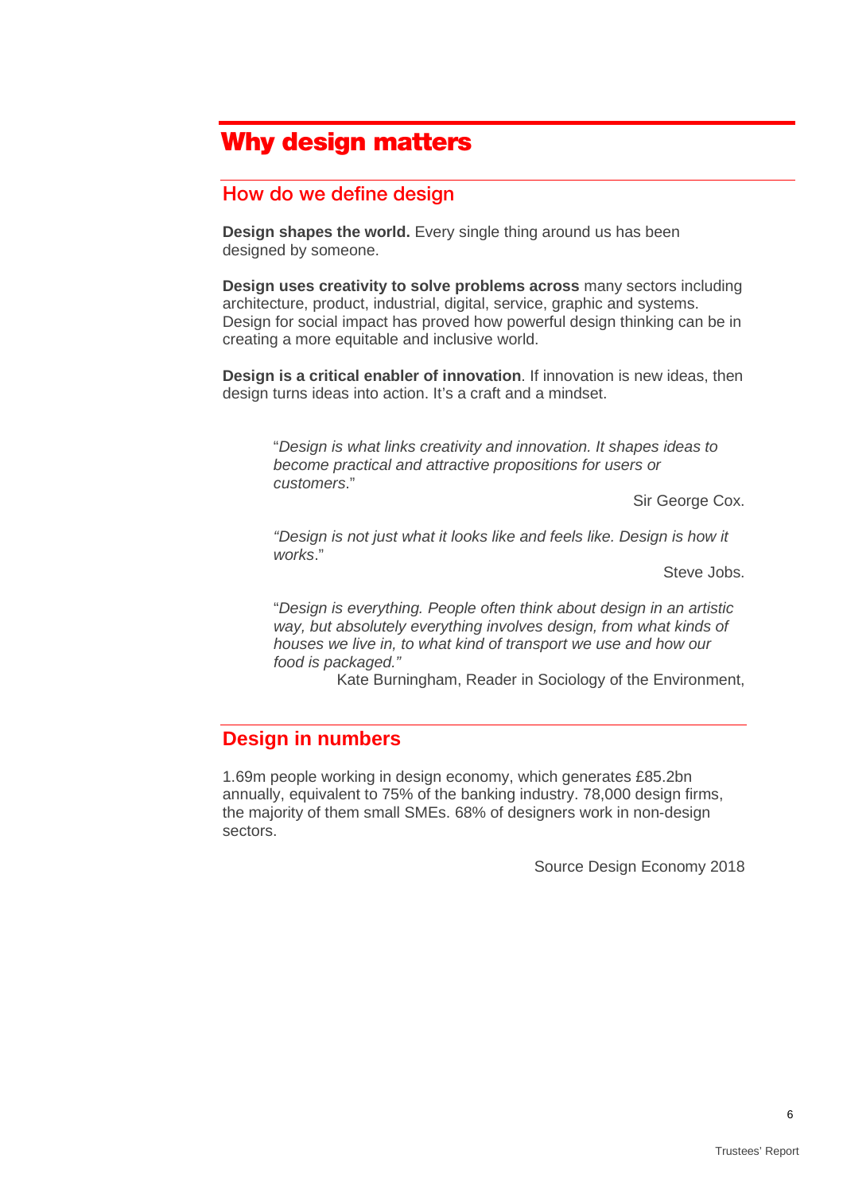# Why design matters

## How do we define design

**Design shapes the world.** Every single thing around us has been designed by someone.

**Design uses creativity to solve problems across** many sectors including architecture, product, industrial, digital, service, graphic and systems. Design for social impact has proved how powerful design thinking can be in creating a more equitable and inclusive world.

**Design is a critical enabler of innovation**. If innovation is new ideas, then design turns ideas into action. It's a craft and a mindset.

> "*Design is what links creativity and innovation. It shapes ideas to become practical and attractive propositions for users or customers*."
>
> Sir George Cox.

> *"Design is not just what it looks like and feels like. Design is how it works*."
>
> Steve Jobs.

> "*Design is everything. People often think about design in an artistic way, but absolutely everything involves design, from what kinds of houses we live in, to what kind of transport we use and how our food is packaged."*
>
> Kate Burningham, Reader in Sociology of the Environment,

## Design in numbers

1.69m people working in design economy, which generates £85.2bn annually, equivalent to 75% of the banking industry. 78,000 design firms, the majority of them small SMEs. 68% of designers work in non-design sectors.

Source Design Economy 2018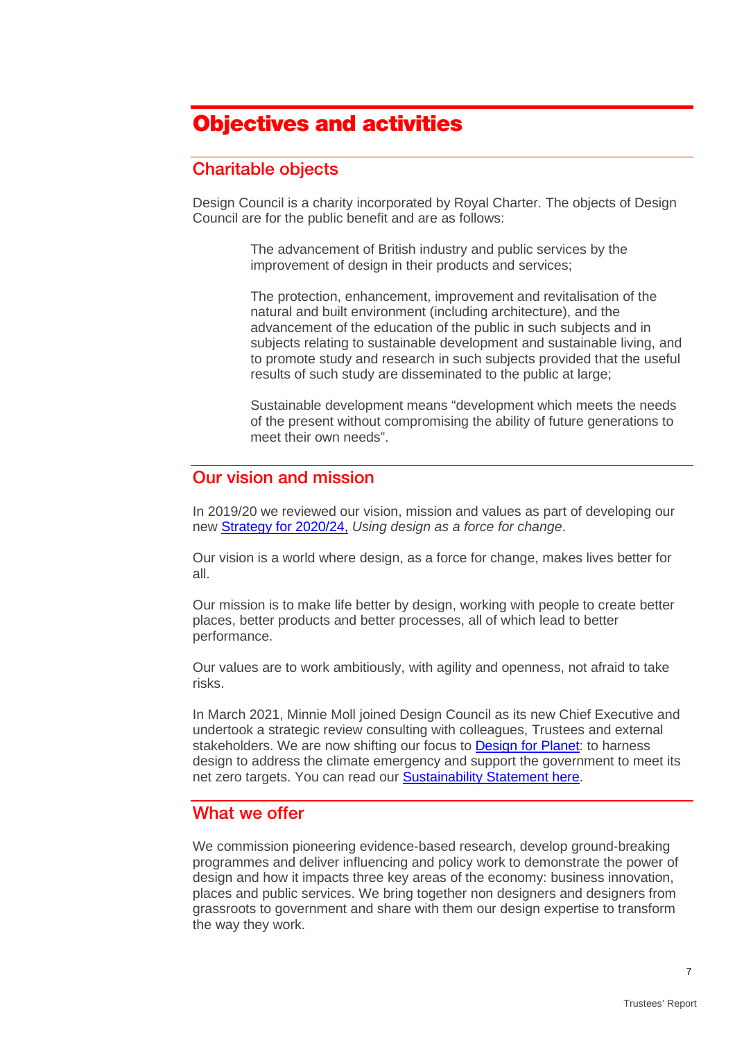# Objectives and activities

## Charitable objects

Design Council is a charity incorporated by Royal Charter. The objects of Design Council are for the public benefit and are as follows:

> The advancement of British industry and public services by the improvement of design in their products and services;
>
> The protection, enhancement, improvement and revitalisation of the natural and built environment (including architecture), and the advancement of the education of the public in such subjects and in subjects relating to sustainable development and sustainable living, and to promote study and research in such subjects provided that the useful results of such study are disseminated to the public at large;
>
> Sustainable development means “development which meets the needs of the present without compromising the ability of future generations to meet their own needs”.

## Our vision and mission

In 2019/20 we reviewed our vision, mission and values as part of developing our new Strategy for 2020/24, *Using design as a force for change*.

Our vision is a world where design, as a force for change, makes lives better for all.

Our mission is to make life better by design, working with people to create better places, better products and better processes, all of which lead to better performance.

Our values are to work ambitiously, with agility and openness, not afraid to take risks.

In March 2021, Minnie Moll joined Design Council as its new Chief Executive and undertook a strategic review consulting with colleagues, Trustees and external stakeholders. We are now shifting our focus to Design for Planet: to harness design to address the climate emergency and support the government to meet its net zero targets. You can read our Sustainability Statement here.

## What we offer

We commission pioneering evidence-based research, develop ground-breaking programmes and deliver influencing and policy work to demonstrate the power of design and how it impacts three key areas of the economy: business innovation, places and public services. We bring together non designers and designers from grassroots to government and share with them our design expertise to transform the way they work.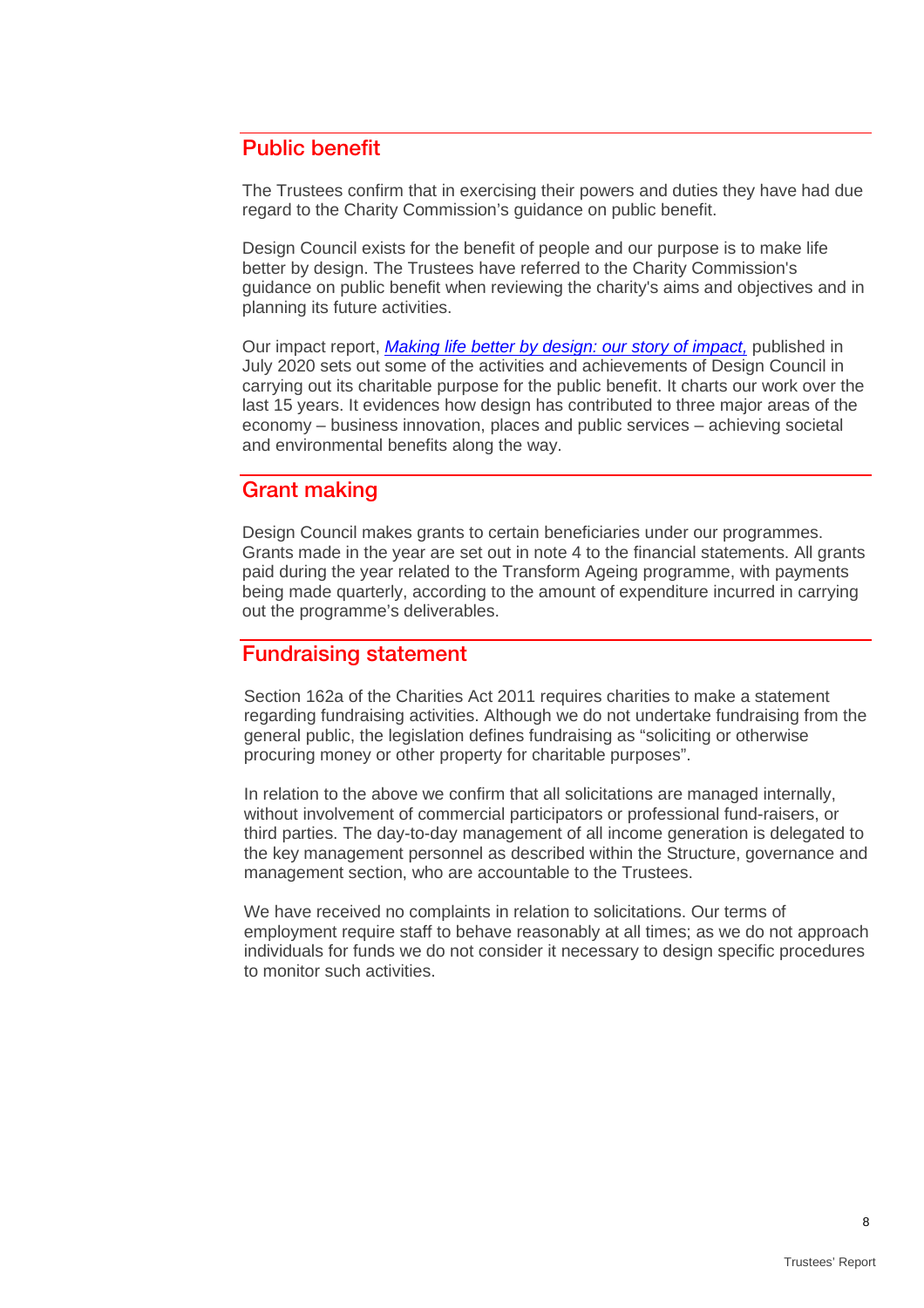## Public benefit

The Trustees confirm that in exercising their powers and duties they have had due regard to the Charity Commission's guidance on public benefit.

Design Council exists for the benefit of people and our purpose is to make life better by design. The Trustees have referred to the Charity Commission's guidance on public benefit when reviewing the charity's aims and objectives and in planning its future activities.

Our impact report, *Making life better by design: our story of impact,* published in July 2020 sets out some of the activities and achievements of Design Council in carrying out its charitable purpose for the public benefit. It charts our work over the last 15 years. It evidences how design has contributed to three major areas of the economy – business innovation, places and public services – achieving societal and environmental benefits along the way.

## Grant making

Design Council makes grants to certain beneficiaries under our programmes. Grants made in the year are set out in note 4 to the financial statements. All grants paid during the year related to the Transform Ageing programme, with payments being made quarterly, according to the amount of expenditure incurred in carrying out the programme's deliverables.

## Fundraising statement

Section 162a of the Charities Act 2011 requires charities to make a statement regarding fundraising activities. Although we do not undertake fundraising from the general public, the legislation defines fundraising as "soliciting or otherwise procuring money or other property for charitable purposes".

In relation to the above we confirm that all solicitations are managed internally, without involvement of commercial participators or professional fund-raisers, or third parties. The day-to-day management of all income generation is delegated to the key management personnel as described within the Structure, governance and management section, who are accountable to the Trustees.

We have received no complaints in relation to solicitations. Our terms of employment require staff to behave reasonably at all times; as we do not approach individuals for funds we do not consider it necessary to design specific procedures to monitor such activities.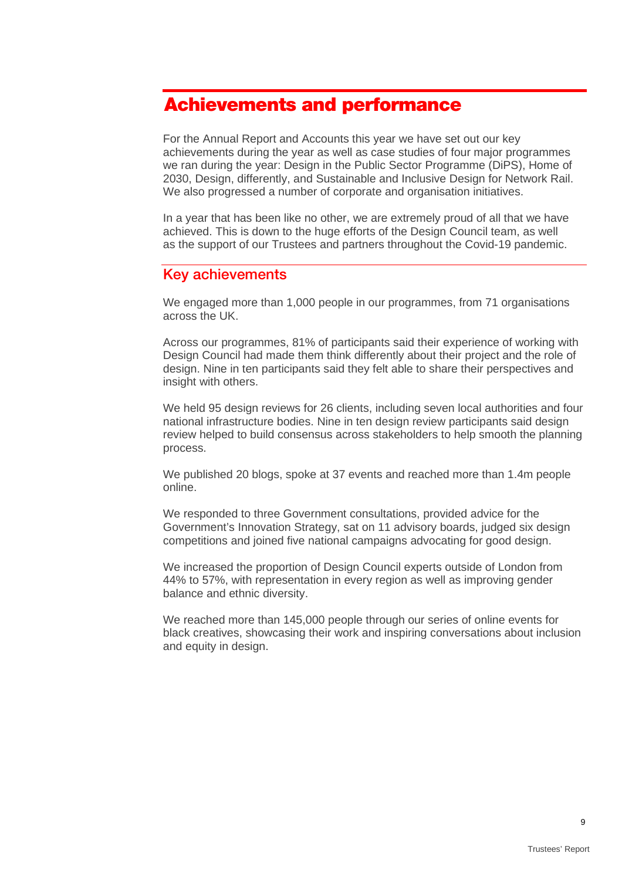# Achievements and performance

For the Annual Report and Accounts this year we have set out our key achievements during the year as well as case studies of four major programmes we ran during the year: Design in the Public Sector Programme (DiPS), Home of 2030, Design, differently, and Sustainable and Inclusive Design for Network Rail. We also progressed a number of corporate and organisation initiatives.

In a year that has been like no other, we are extremely proud of all that we have achieved. This is down to the huge efforts of the Design Council team, as well as the support of our Trustees and partners throughout the Covid-19 pandemic.

## Key achievements

We engaged more than 1,000 people in our programmes, from 71 organisations across the UK.

Across our programmes, 81% of participants said their experience of working with Design Council had made them think differently about their project and the role of design. Nine in ten participants said they felt able to share their perspectives and insight with others.

We held 95 design reviews for 26 clients, including seven local authorities and four national infrastructure bodies. Nine in ten design review participants said design review helped to build consensus across stakeholders to help smooth the planning process.

We published 20 blogs, spoke at 37 events and reached more than 1.4m people online.

We responded to three Government consultations, provided advice for the Government's Innovation Strategy, sat on 11 advisory boards, judged six design competitions and joined five national campaigns advocating for good design.

We increased the proportion of Design Council experts outside of London from 44% to 57%, with representation in every region as well as improving gender balance and ethnic diversity.

We reached more than 145,000 people through our series of online events for black creatives, showcasing their work and inspiring conversations about inclusion and equity in design.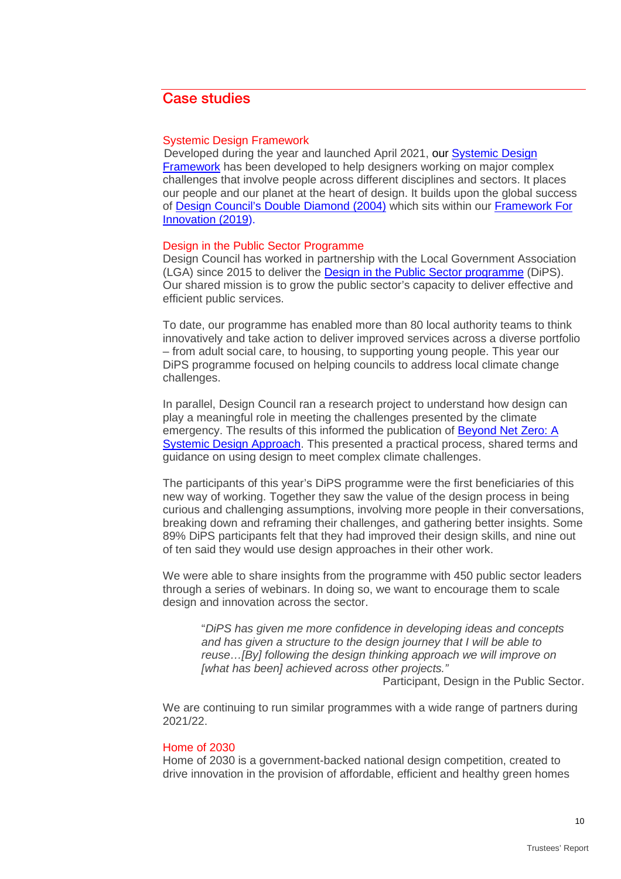## Case studies

### Systemic Design Framework

Developed during the year and launched April 2021, our [Systemic Design Framework](#) has been developed to help designers working on major complex challenges that involve people across different disciplines and sectors. It places our people and our planet at the heart of design. It builds upon the global success of [Design Council's Double Diamond (2004)](#) which sits within our [Framework For Innovation (2019)](#).

### Design in the Public Sector Programme

Design Council has worked in partnership with the Local Government Association (LGA) since 2015 to deliver the [Design in the Public Sector programme](#) (DiPS). Our shared mission is to grow the public sector's capacity to deliver effective and efficient public services.

To date, our programme has enabled more than 80 local authority teams to think innovatively and take action to deliver improved services across a diverse portfolio – from adult social care, to housing, to supporting young people. This year our DiPS programme focused on helping councils to address local climate change challenges.

In parallel, Design Council ran a research project to understand how design can play a meaningful role in meeting the challenges presented by the climate emergency. The results of this informed the publication of [Beyond Net Zero: A Systemic Design Approach](#). This presented a practical process, shared terms and guidance on using design to meet complex climate challenges.

The participants of this year's DiPS programme were the first beneficiaries of this new way of working. Together they saw the value of the design process in being curious and challenging assumptions, involving more people in their conversations, breaking down and reframing their challenges, and gathering better insights. Some 89% DiPS participants felt that they had improved their design skills, and nine out of ten said they would use design approaches in their other work.

We were able to share insights from the programme with 450 public sector leaders through a series of webinars. In doing so, we want to encourage them to scale design and innovation across the sector.

> "*DiPS has given me more confidence in developing ideas and concepts and has given a structure to the design journey that I will be able to reuse…[By] following the design thinking approach we will improve on [what has been] achieved across other projects.*"
>
> Participant, Design in the Public Sector.

We are continuing to run similar programmes with a wide range of partners during 2021/22.

### Home of 2030

Home of 2030 is a government-backed national design competition, created to drive innovation in the provision of affordable, efficient and healthy green homes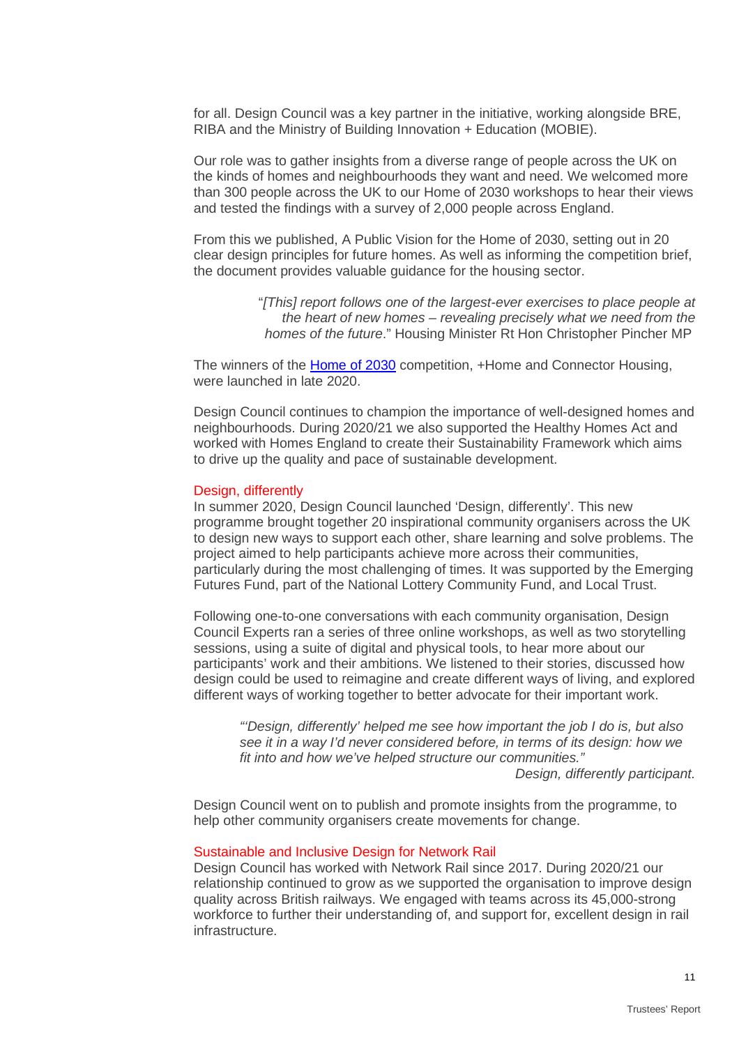for all. Design Council was a key partner in the initiative, working alongside BRE, RIBA and the Ministry of Building Innovation + Education (MOBIE).

Our role was to gather insights from a diverse range of people across the UK on the kinds of homes and neighbourhoods they want and need. We welcomed more than 300 people across the UK to our Home of 2030 workshops to hear their views and tested the findings with a survey of 2,000 people across England.

From this we published, A Public Vision for the Home of 2030, setting out in 20 clear design principles for future homes. As well as informing the competition brief, the document provides valuable guidance for the housing sector.

> "*[This] report follows one of the largest-ever exercises to place people at the heart of new homes – revealing precisely what we need from the homes of the future*." Housing Minister Rt Hon Christopher Pincher MP

The winners of the [Home of 2030] competition, +Home and Connector Housing, were launched in late 2020.

Design Council continues to champion the importance of well-designed homes and neighbourhoods. During 2020/21 we also supported the Healthy Homes Act and worked with Homes England to create their Sustainability Framework which aims to drive up the quality and pace of sustainable development.

### Design, differently

In summer 2020, Design Council launched 'Design, differently'. This new programme brought together 20 inspirational community organisers across the UK to design new ways to support each other, share learning and solve problems. The project aimed to help participants achieve more across their communities, particularly during the most challenging of times. It was supported by the Emerging Futures Fund, part of the National Lottery Community Fund, and Local Trust.

Following one-to-one conversations with each community organisation, Design Council Experts ran a series of three online workshops, as well as two storytelling sessions, using a suite of digital and physical tools, to hear more about our participants' work and their ambitions. We listened to their stories, discussed how design could be used to reimagine and create different ways of living, and explored different ways of working together to better advocate for their important work.

> *"'Design, differently' helped me see how important the job I do is, but also see it in a way I'd never considered before, in terms of its design: how we fit into and how we've helped structure our communities."*
>
> *Design, differently participant.*

Design Council went on to publish and promote insights from the programme, to help other community organisers create movements for change.

### Sustainable and Inclusive Design for Network Rail

Design Council has worked with Network Rail since 2017. During 2020/21 our relationship continued to grow as we supported the organisation to improve design quality across British railways. We engaged with teams across its 45,000-strong workforce to further their understanding of, and support for, excellent design in rail infrastructure.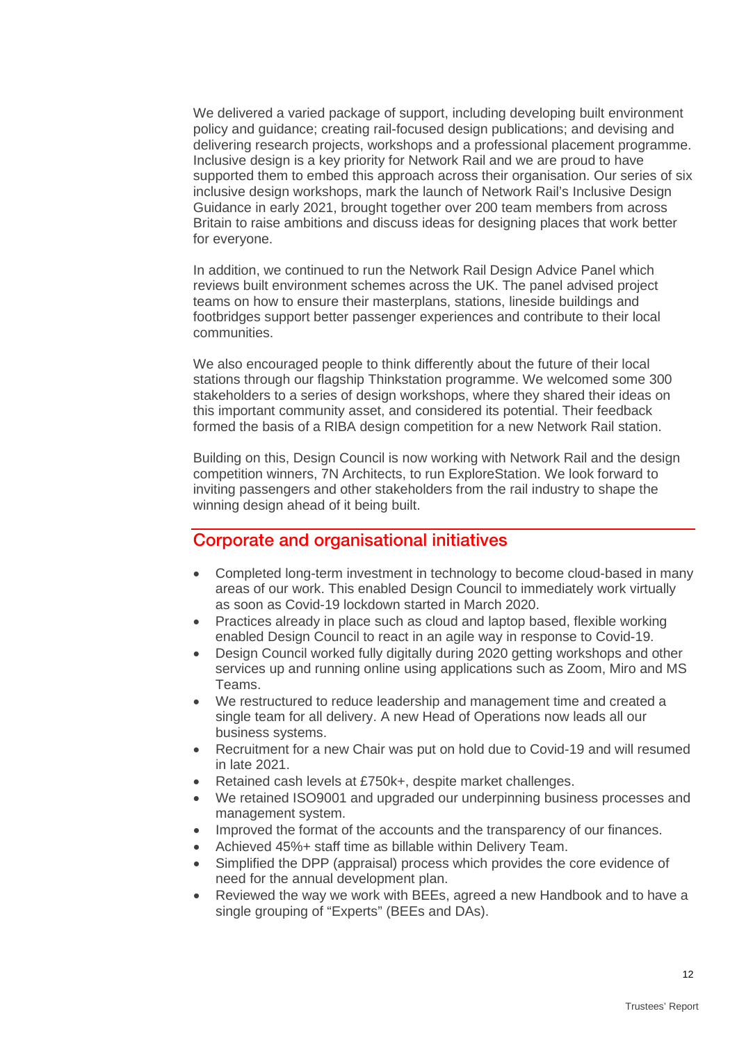We delivered a varied package of support, including developing built environment policy and guidance; creating rail-focused design publications; and devising and delivering research projects, workshops and a professional placement programme. Inclusive design is a key priority for Network Rail and we are proud to have supported them to embed this approach across their organisation. Our series of six inclusive design workshops, mark the launch of Network Rail's Inclusive Design Guidance in early 2021, brought together over 200 team members from across Britain to raise ambitions and discuss ideas for designing places that work better for everyone.

In addition, we continued to run the Network Rail Design Advice Panel which reviews built environment schemes across the UK. The panel advised project teams on how to ensure their masterplans, stations, lineside buildings and footbridges support better passenger experiences and contribute to their local communities.

We also encouraged people to think differently about the future of their local stations through our flagship Thinkstation programme. We welcomed some 300 stakeholders to a series of design workshops, where they shared their ideas on this important community asset, and considered its potential. Their feedback formed the basis of a RIBA design competition for a new Network Rail station.

Building on this, Design Council is now working with Network Rail and the design competition winners, 7N Architects, to run ExploreStation. We look forward to inviting passengers and other stakeholders from the rail industry to shape the winning design ahead of it being built.

## Corporate and organisational initiatives

- Completed long-term investment in technology to become cloud-based in many areas of our work. This enabled Design Council to immediately work virtually as soon as Covid-19 lockdown started in March 2020.
- Practices already in place such as cloud and laptop based, flexible working enabled Design Council to react in an agile way in response to Covid-19.
- Design Council worked fully digitally during 2020 getting workshops and other services up and running online using applications such as Zoom, Miro and MS Teams.
- We restructured to reduce leadership and management time and created a single team for all delivery. A new Head of Operations now leads all our business systems.
- Recruitment for a new Chair was put on hold due to Covid-19 and will resumed in late 2021.
- Retained cash levels at £750k+, despite market challenges.
- We retained ISO9001 and upgraded our underpinning business processes and management system.
- Improved the format of the accounts and the transparency of our finances.
- Achieved 45%+ staff time as billable within Delivery Team.
- Simplified the DPP (appraisal) process which provides the core evidence of need for the annual development plan.
- Reviewed the way we work with BEEs, agreed a new Handbook and to have a single grouping of "Experts" (BEEs and DAs).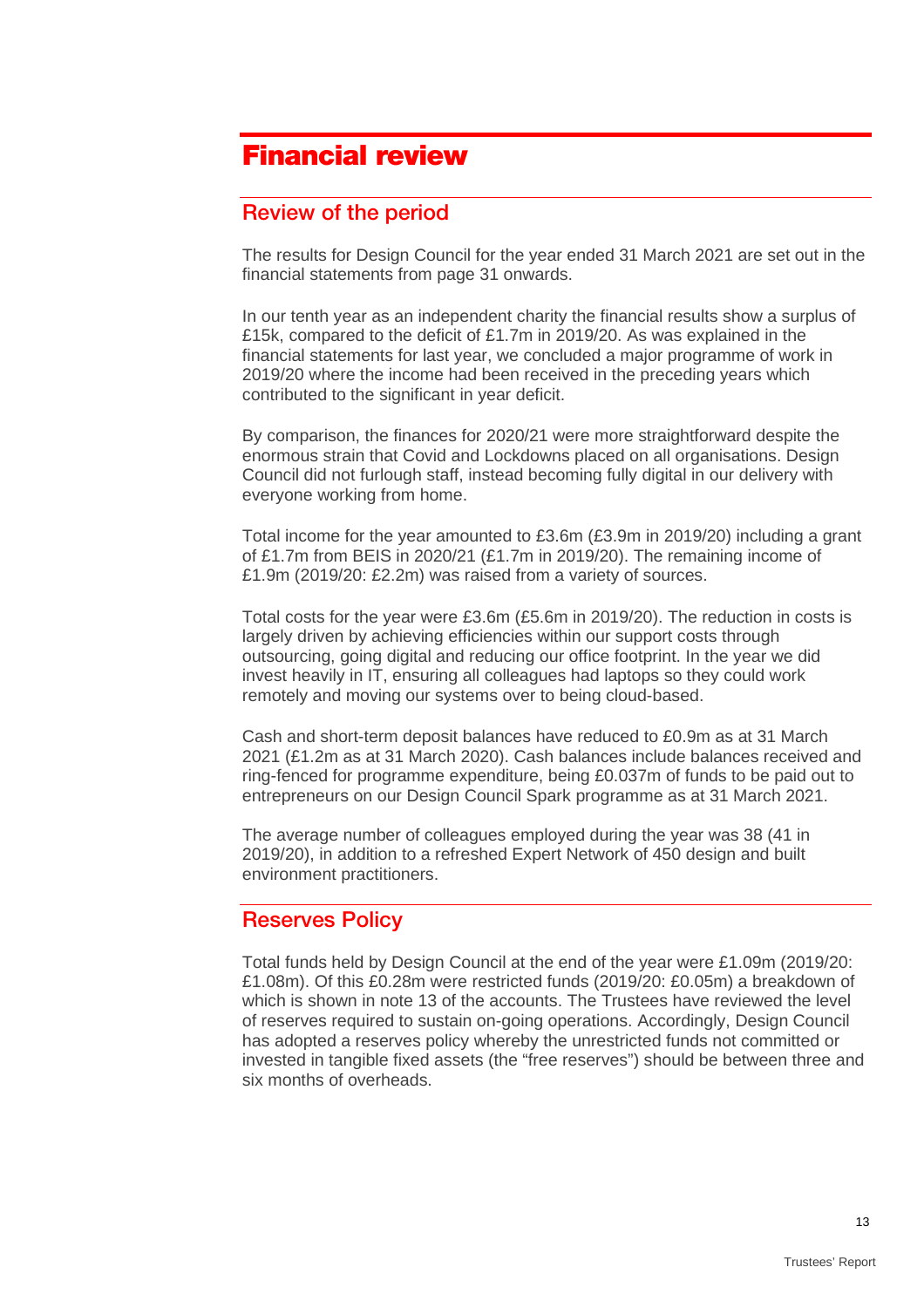# Financial review

## Review of the period

The results for Design Council for the year ended 31 March 2021 are set out in the financial statements from page 31 onwards.

In our tenth year as an independent charity the financial results show a surplus of £15k, compared to the deficit of £1.7m in 2019/20. As was explained in the financial statements for last year, we concluded a major programme of work in 2019/20 where the income had been received in the preceding years which contributed to the significant in year deficit.

By comparison, the finances for 2020/21 were more straightforward despite the enormous strain that Covid and Lockdowns placed on all organisations. Design Council did not furlough staff, instead becoming fully digital in our delivery with everyone working from home.

Total income for the year amounted to £3.6m (£3.9m in 2019/20) including a grant of £1.7m from BEIS in 2020/21 (£1.7m in 2019/20). The remaining income of £1.9m (2019/20: £2.2m) was raised from a variety of sources.

Total costs for the year were £3.6m (£5.6m in 2019/20). The reduction in costs is largely driven by achieving efficiencies within our support costs through outsourcing, going digital and reducing our office footprint. In the year we did invest heavily in IT, ensuring all colleagues had laptops so they could work remotely and moving our systems over to being cloud-based.

Cash and short-term deposit balances have reduced to £0.9m as at 31 March 2021 (£1.2m as at 31 March 2020). Cash balances include balances received and ring-fenced for programme expenditure, being £0.037m of funds to be paid out to entrepreneurs on our Design Council Spark programme as at 31 March 2021.

The average number of colleagues employed during the year was 38 (41 in 2019/20), in addition to a refreshed Expert Network of 450 design and built environment practitioners.

## Reserves Policy

Total funds held by Design Council at the end of the year were £1.09m (2019/20: £1.08m). Of this £0.28m were restricted funds (2019/20: £0.05m) a breakdown of which is shown in note 13 of the accounts. The Trustees have reviewed the level of reserves required to sustain on-going operations. Accordingly, Design Council has adopted a reserves policy whereby the unrestricted funds not committed or invested in tangible fixed assets (the "free reserves") should be between three and six months of overheads.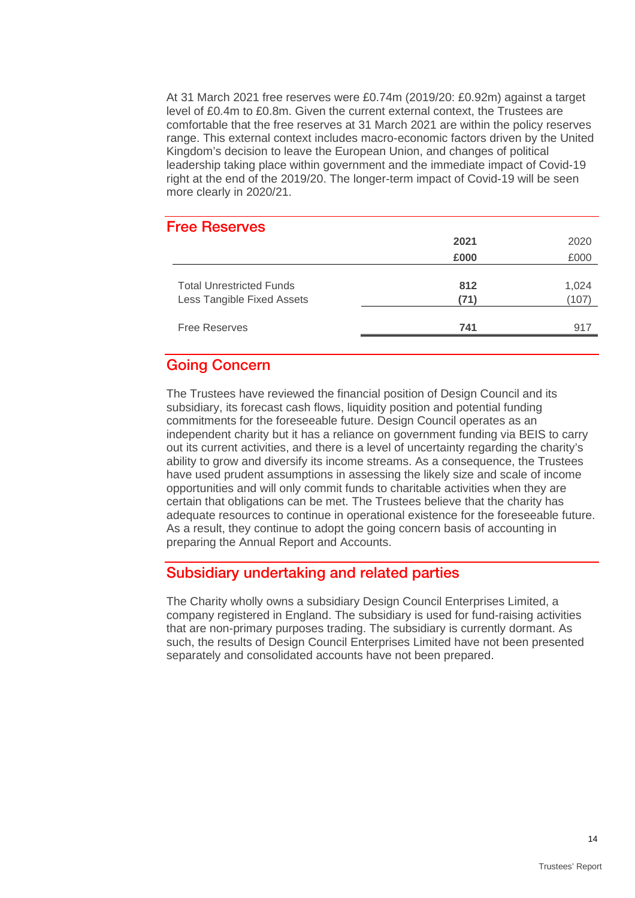At 31 March 2021 free reserves were £0.74m (2019/20: £0.92m) against a target level of £0.4m to £0.8m. Given the current external context, the Trustees are comfortable that the free reserves at 31 March 2021 are within the policy reserves range. This external context includes macro-economic factors driven by the United Kingdom's decision to leave the European Union, and changes of political leadership taking place within government and the immediate impact of Covid-19 right at the end of the 2019/20. The longer-term impact of Covid-19 will be seen more clearly in 2020/21.

## Free Reserves

| | **2021** | 2020 |
|---|---|---|
| | **£000** | £000 |
| Total Unrestricted Funds | **812** | 1,024 |
| Less Tangible Fixed Assets | **(71)** | (107) |
| Free Reserves | **741** | 917 |

## Going Concern

The Trustees have reviewed the financial position of Design Council and its subsidiary, its forecast cash flows, liquidity position and potential funding commitments for the foreseeable future. Design Council operates as an independent charity but it has a reliance on government funding via BEIS to carry out its current activities, and there is a level of uncertainty regarding the charity's ability to grow and diversify its income streams. As a consequence, the Trustees have used prudent assumptions in assessing the likely size and scale of income opportunities and will only commit funds to charitable activities when they are certain that obligations can be met. The Trustees believe that the charity has adequate resources to continue in operational existence for the foreseeable future. As a result, they continue to adopt the going concern basis of accounting in preparing the Annual Report and Accounts.

## Subsidiary undertaking and related parties

The Charity wholly owns a subsidiary Design Council Enterprises Limited, a company registered in England. The subsidiary is used for fund-raising activities that are non-primary purposes trading. The subsidiary is currently dormant. As such, the results of Design Council Enterprises Limited have not been presented separately and consolidated accounts have not been prepared.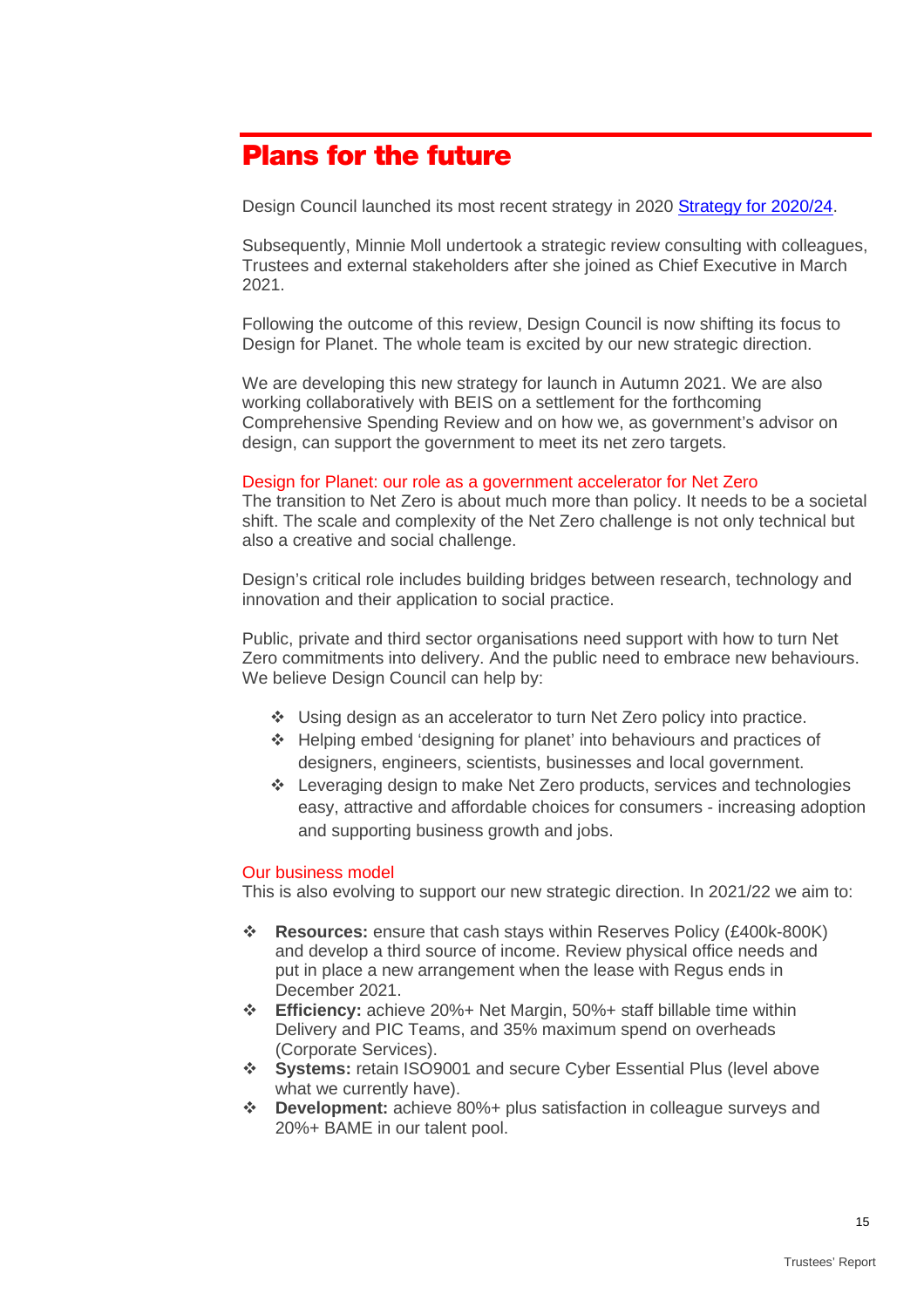## Plans for the future

Design Council launched its most recent strategy in 2020 [Strategy for 2020/24](Strategy for 2020/24).

Subsequently, Minnie Moll undertook a strategic review consulting with colleagues, Trustees and external stakeholders after she joined as Chief Executive in March 2021.

Following the outcome of this review, Design Council is now shifting its focus to Design for Planet. The whole team is excited by our new strategic direction.

We are developing this new strategy for launch in Autumn 2021. We are also working collaboratively with BEIS on a settlement for the forthcoming Comprehensive Spending Review and on how we, as government's advisor on design, can support the government to meet its net zero targets.

### Design for Planet: our role as a government accelerator for Net Zero

The transition to Net Zero is about much more than policy. It needs to be a societal shift. The scale and complexity of the Net Zero challenge is not only technical but also a creative and social challenge.

Design's critical role includes building bridges between research, technology and innovation and their application to social practice.

Public, private and third sector organisations need support with how to turn Net Zero commitments into delivery. And the public need to embrace new behaviours. We believe Design Council can help by:

- Using design as an accelerator to turn Net Zero policy into practice.
- Helping embed 'designing for planet' into behaviours and practices of designers, engineers, scientists, businesses and local government.
- Leveraging design to make Net Zero products, services and technologies easy, attractive and affordable choices for consumers - increasing adoption and supporting business growth and jobs.

### Our business model

This is also evolving to support our new strategic direction. In 2021/22 we aim to:

- **Resources:** ensure that cash stays within Reserves Policy (£400k-800K) and develop a third source of income. Review physical office needs and put in place a new arrangement when the lease with Regus ends in December 2021.
- **Efficiency:** achieve 20%+ Net Margin, 50%+ staff billable time within Delivery and PIC Teams, and 35% maximum spend on overheads (Corporate Services).
- **Systems:** retain ISO9001 and secure Cyber Essential Plus (level above what we currently have).
- **Development:** achieve 80%+ plus satisfaction in colleague surveys and 20%+ BAME in our talent pool.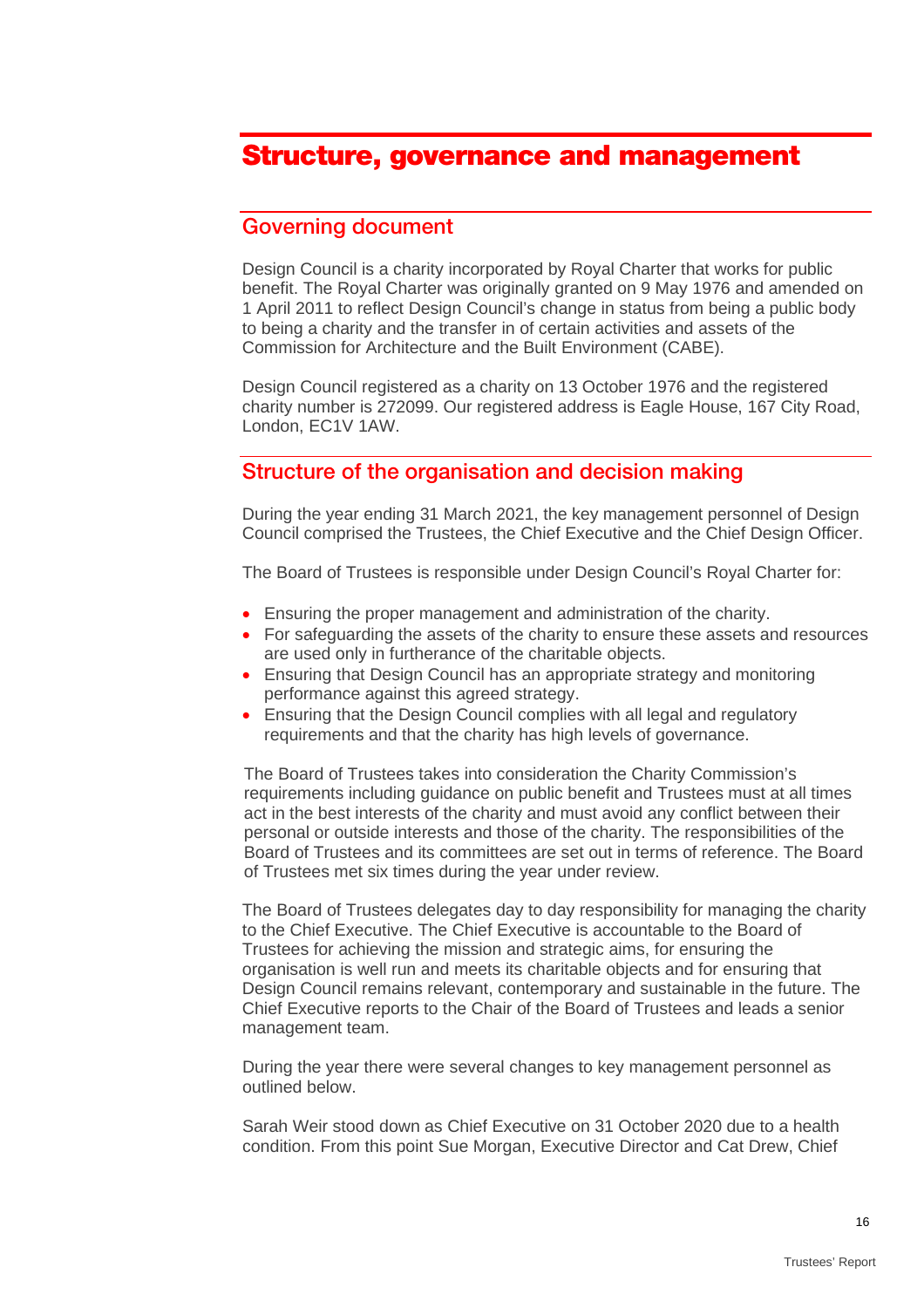# Structure, governance and management

## Governing document

Design Council is a charity incorporated by Royal Charter that works for public benefit. The Royal Charter was originally granted on 9 May 1976 and amended on 1 April 2011 to reflect Design Council's change in status from being a public body to being a charity and the transfer in of certain activities and assets of the Commission for Architecture and the Built Environment (CABE).

Design Council registered as a charity on 13 October 1976 and the registered charity number is 272099. Our registered address is Eagle House, 167 City Road, London, EC1V 1AW.

## Structure of the organisation and decision making

During the year ending 31 March 2021, the key management personnel of Design Council comprised the Trustees, the Chief Executive and the Chief Design Officer.

The Board of Trustees is responsible under Design Council's Royal Charter for:

- Ensuring the proper management and administration of the charity.
- For safeguarding the assets of the charity to ensure these assets and resources are used only in furtherance of the charitable objects.
- Ensuring that Design Council has an appropriate strategy and monitoring performance against this agreed strategy.
- Ensuring that the Design Council complies with all legal and regulatory requirements and that the charity has high levels of governance.

The Board of Trustees takes into consideration the Charity Commission's requirements including guidance on public benefit and Trustees must at all times act in the best interests of the charity and must avoid any conflict between their personal or outside interests and those of the charity. The responsibilities of the Board of Trustees and its committees are set out in terms of reference. The Board of Trustees met six times during the year under review.

The Board of Trustees delegates day to day responsibility for managing the charity to the Chief Executive. The Chief Executive is accountable to the Board of Trustees for achieving the mission and strategic aims, for ensuring the organisation is well run and meets its charitable objects and for ensuring that Design Council remains relevant, contemporary and sustainable in the future. The Chief Executive reports to the Chair of the Board of Trustees and leads a senior management team.

During the year there were several changes to key management personnel as outlined below.

Sarah Weir stood down as Chief Executive on 31 October 2020 due to a health condition. From this point Sue Morgan, Executive Director and Cat Drew, Chief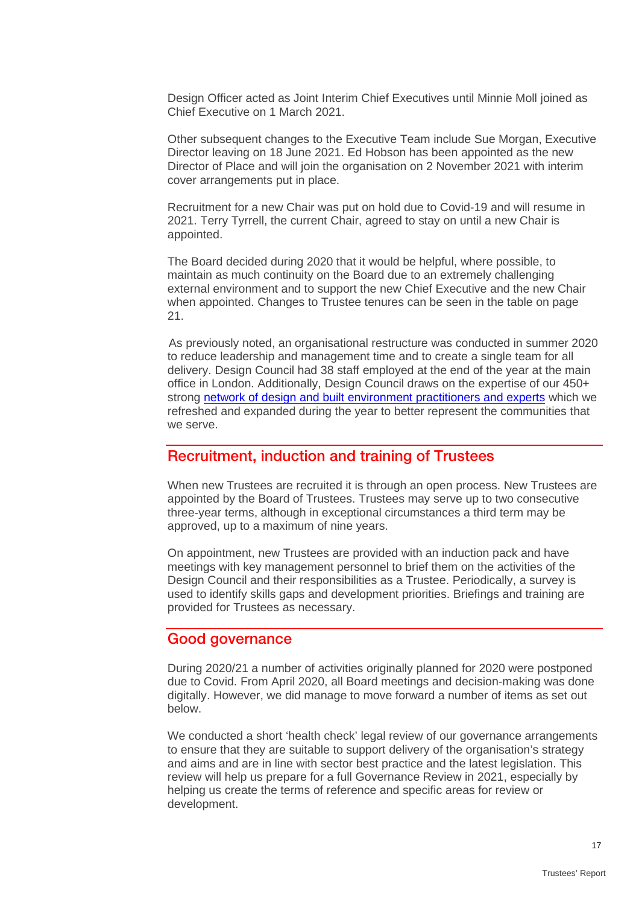Design Officer acted as Joint Interim Chief Executives until Minnie Moll joined as Chief Executive on 1 March 2021.

Other subsequent changes to the Executive Team include Sue Morgan, Executive Director leaving on 18 June 2021. Ed Hobson has been appointed as the new Director of Place and will join the organisation on 2 November 2021 with interim cover arrangements put in place.

Recruitment for a new Chair was put on hold due to Covid-19 and will resume in 2021. Terry Tyrrell, the current Chair, agreed to stay on until a new Chair is appointed.

The Board decided during 2020 that it would be helpful, where possible, to maintain as much continuity on the Board due to an extremely challenging external environment and to support the new Chief Executive and the new Chair when appointed. Changes to Trustee tenures can be seen in the table on page 21.

As previously noted, an organisational restructure was conducted in summer 2020 to reduce leadership and management time and to create a single team for all delivery. Design Council had 38 staff employed at the end of the year at the main office in London. Additionally, Design Council draws on the expertise of our 450+ strong network of design and built environment practitioners and experts which we refreshed and expanded during the year to better represent the communities that we serve.

## Recruitment, induction and training of Trustees

When new Trustees are recruited it is through an open process. New Trustees are appointed by the Board of Trustees. Trustees may serve up to two consecutive three-year terms, although in exceptional circumstances a third term may be approved, up to a maximum of nine years.

On appointment, new Trustees are provided with an induction pack and have meetings with key management personnel to brief them on the activities of the Design Council and their responsibilities as a Trustee. Periodically, a survey is used to identify skills gaps and development priorities. Briefings and training are provided for Trustees as necessary.

## Good governance

During 2020/21 a number of activities originally planned for 2020 were postponed due to Covid. From April 2020, all Board meetings and decision-making was done digitally. However, we did manage to move forward a number of items as set out below.

We conducted a short 'health check' legal review of our governance arrangements to ensure that they are suitable to support delivery of the organisation's strategy and aims and are in line with sector best practice and the latest legislation. This review will help us prepare for a full Governance Review in 2021, especially by helping us create the terms of reference and specific areas for review or development.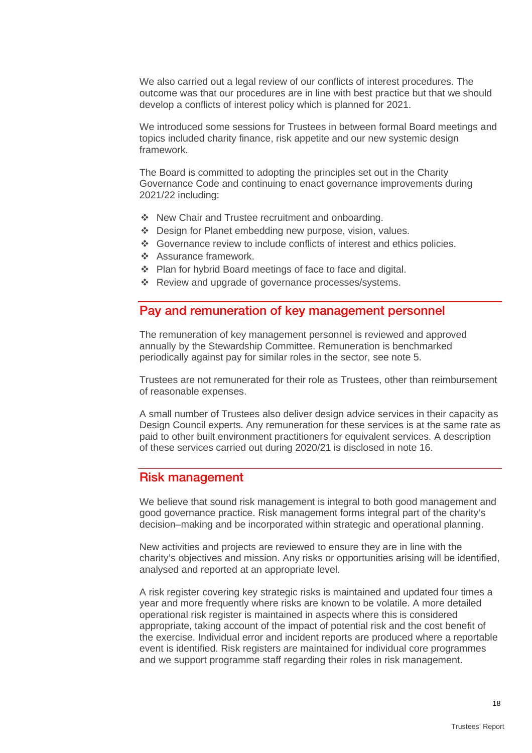We also carried out a legal review of our conflicts of interest procedures. The outcome was that our procedures are in line with best practice but that we should develop a conflicts of interest policy which is planned for 2021.

We introduced some sessions for Trustees in between formal Board meetings and topics included charity finance, risk appetite and our new systemic design framework.

The Board is committed to adopting the principles set out in the Charity Governance Code and continuing to enact governance improvements during 2021/22 including:

- New Chair and Trustee recruitment and onboarding.
- Design for Planet embedding new purpose, vision, values.
- Governance review to include conflicts of interest and ethics policies.
- Assurance framework.
- Plan for hybrid Board meetings of face to face and digital.
- Review and upgrade of governance processes/systems.

## Pay and remuneration of key management personnel

The remuneration of key management personnel is reviewed and approved annually by the Stewardship Committee. Remuneration is benchmarked periodically against pay for similar roles in the sector, see note 5.

Trustees are not remunerated for their role as Trustees, other than reimbursement of reasonable expenses.

A small number of Trustees also deliver design advice services in their capacity as Design Council experts. Any remuneration for these services is at the same rate as paid to other built environment practitioners for equivalent services. A description of these services carried out during 2020/21 is disclosed in note 16.

## Risk management

We believe that sound risk management is integral to both good management and good governance practice. Risk management forms integral part of the charity's decision–making and be incorporated within strategic and operational planning.

New activities and projects are reviewed to ensure they are in line with the charity's objectives and mission. Any risks or opportunities arising will be identified, analysed and reported at an appropriate level.

A risk register covering key strategic risks is maintained and updated four times a year and more frequently where risks are known to be volatile. A more detailed operational risk register is maintained in aspects where this is considered appropriate, taking account of the impact of potential risk and the cost benefit of the exercise. Individual error and incident reports are produced where a reportable event is identified. Risk registers are maintained for individual core programmes and we support programme staff regarding their roles in risk management.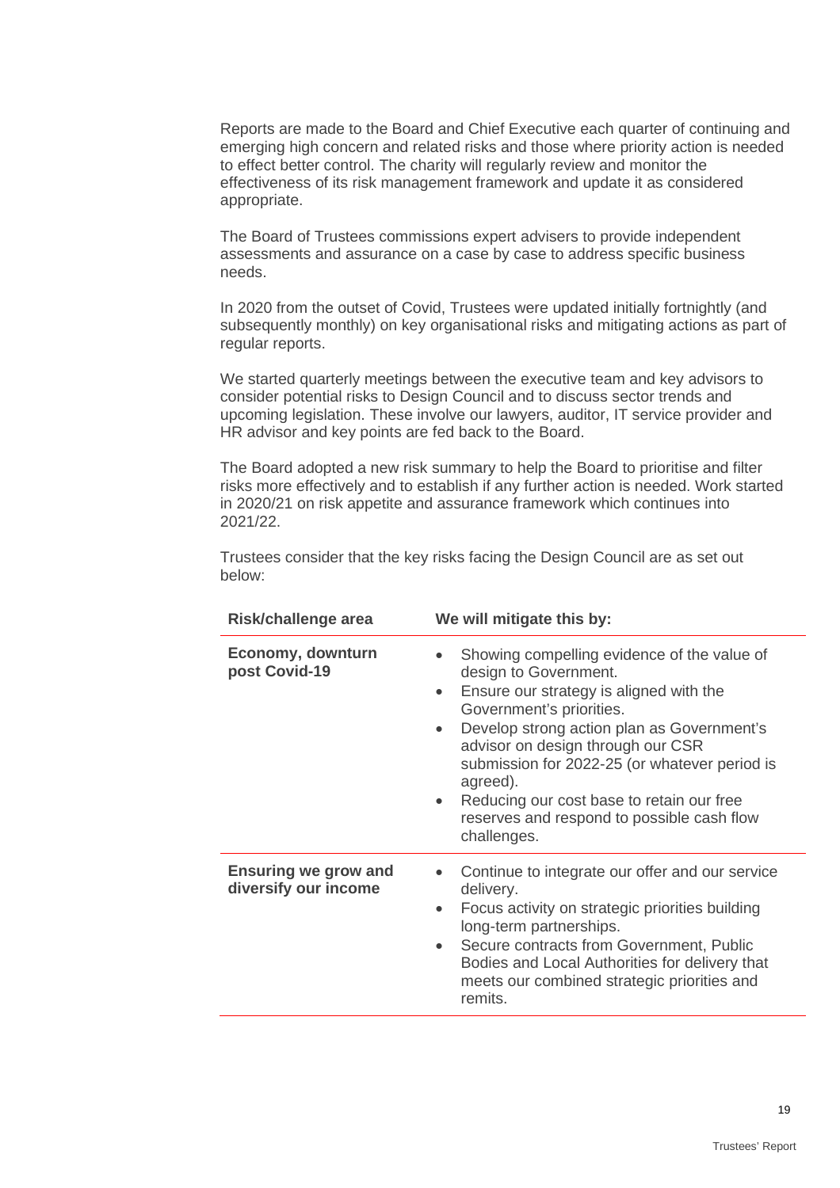Reports are made to the Board and Chief Executive each quarter of continuing and emerging high concern and related risks and those where priority action is needed to effect better control. The charity will regularly review and monitor the effectiveness of its risk management framework and update it as considered appropriate.

The Board of Trustees commissions expert advisers to provide independent assessments and assurance on a case by case to address specific business needs.

In 2020 from the outset of Covid, Trustees were updated initially fortnightly (and subsequently monthly) on key organisational risks and mitigating actions as part of regular reports.

We started quarterly meetings between the executive team and key advisors to consider potential risks to Design Council and to discuss sector trends and upcoming legislation. These involve our lawyers, auditor, IT service provider and HR advisor and key points are fed back to the Board.

The Board adopted a new risk summary to help the Board to prioritise and filter risks more effectively and to establish if any further action is needed. Work started in 2020/21 on risk appetite and assurance framework which continues into 2021/22.

Trustees consider that the key risks facing the Design Council are as set out below:

| Risk/challenge area | We will mitigate this by: |
|---|---|
| **Economy, downturn post Covid-19** | • Showing compelling evidence of the value of design to Government.<br>• Ensure our strategy is aligned with the Government's priorities.<br>• Develop strong action plan as Government's advisor on design through our CSR submission for 2022-25 (or whatever period is agreed).<br>• Reducing our cost base to retain our free reserves and respond to possible cash flow challenges. |
| **Ensuring we grow and diversify our income** | • Continue to integrate our offer and our service delivery.<br>• Focus activity on strategic priorities building long-term partnerships.<br>• Secure contracts from Government, Public Bodies and Local Authorities for delivery that meets our combined strategic priorities and remits. |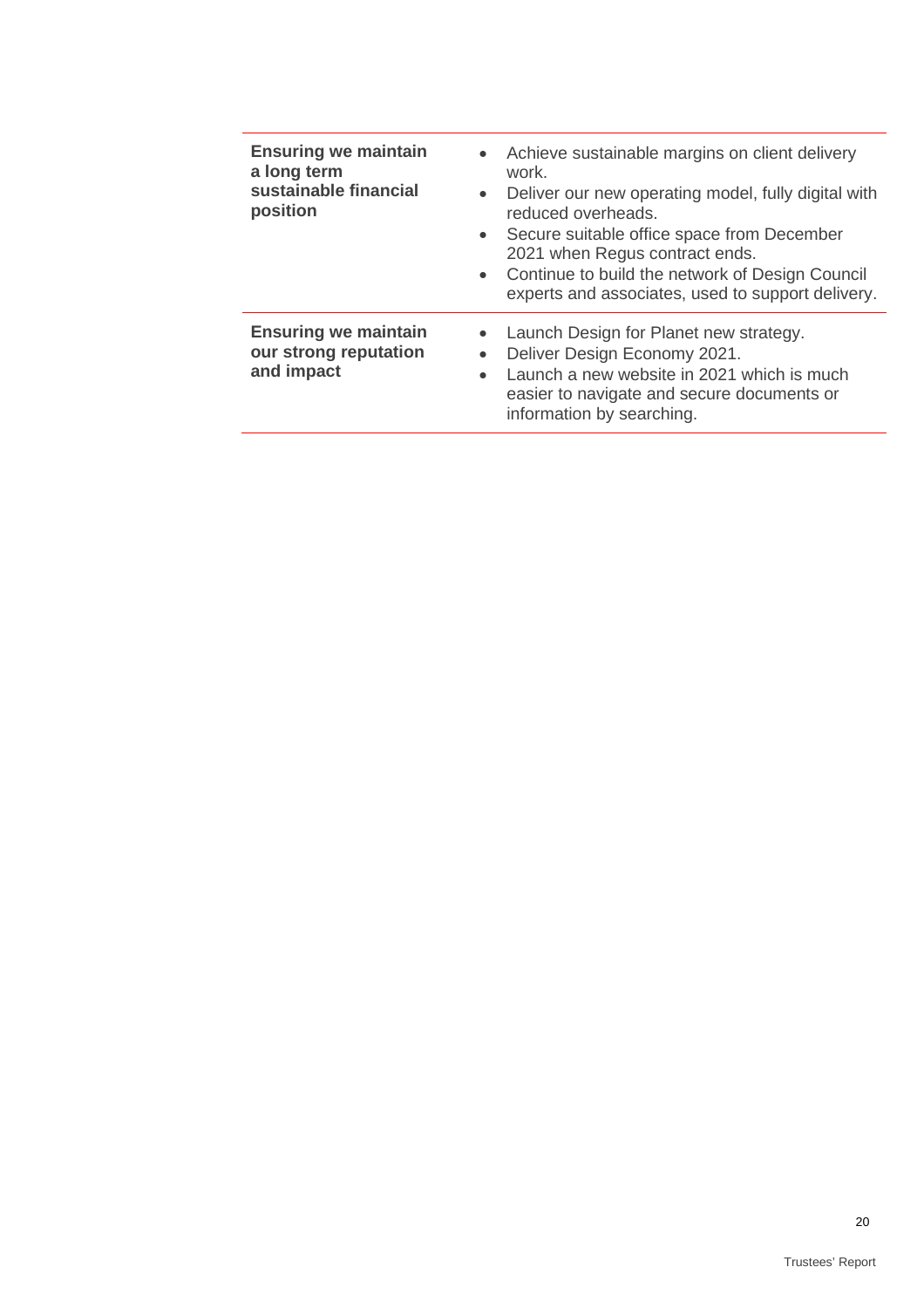| | |
|---|---|
| **Ensuring we maintain a long term sustainable financial position** | • Achieve sustainable margins on client delivery work.<br>• Deliver our new operating model, fully digital with reduced overheads.<br>• Secure suitable office space from December 2021 when Regus contract ends.<br>• Continue to build the network of Design Council experts and associates, used to support delivery. |
| **Ensuring we maintain our strong reputation and impact** | • Launch Design for Planet new strategy.<br>• Deliver Design Economy 2021.<br>• Launch a new website in 2021 which is much easier to navigate and secure documents or information by searching. |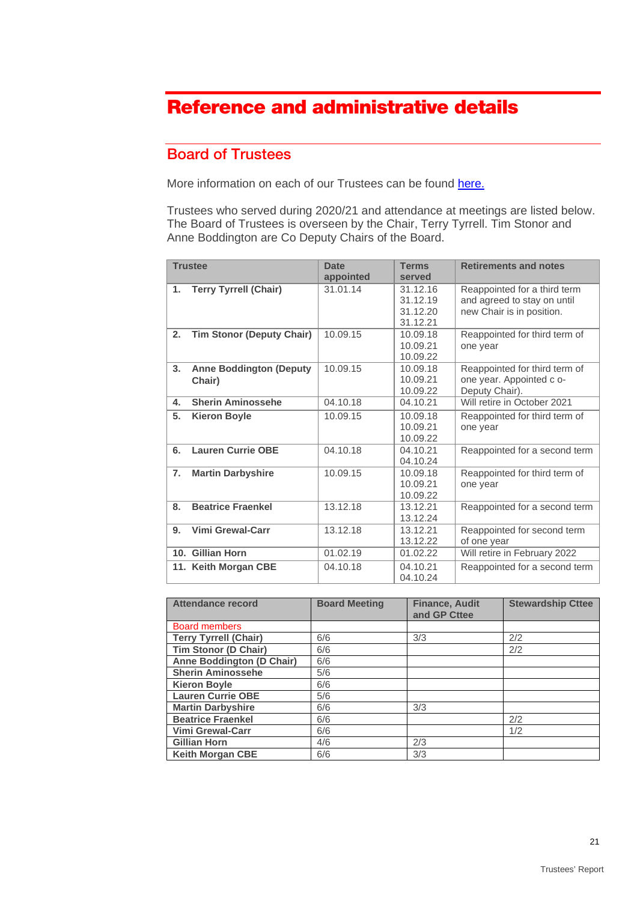# Reference and administrative details

## Board of Trustees

More information on each of our Trustees can be found here.

Trustees who served during 2020/21 and attendance at meetings are listed below. The Board of Trustees is overseen by the Chair, Terry Tyrrell. Tim Stonor and Anne Boddington are Co Deputy Chairs of the Board.

| Trustee | Date appointed | Terms served | Retirements and notes |
|---|---|---|---|
| **1. Terry Tyrrell (Chair)** | 31.01.14 | 31.12.16<br>31.12.19<br>31.12.20<br>31.12.21 | Reappointed for a third term and agreed to stay on until new Chair is in position. |
| **2. Tim Stonor (Deputy Chair)** | 10.09.15 | 10.09.18<br>10.09.21<br>10.09.22 | Reappointed for third term of one year |
| **3. Anne Boddington (Deputy Chair)** | 10.09.15 | 10.09.18<br>10.09.21<br>10.09.22 | Reappointed for third term of one year. Appointed c o-Deputy Chair). |
| **4. Sherin Aminossehe** | 04.10.18 | 04.10.21 | Will retire in October 2021 |
| **5. Kieron Boyle** | 10.09.15 | 10.09.18<br>10.09.21<br>10.09.22 | Reappointed for third term of one year |
| **6. Lauren Currie OBE** | 04.10.18 | 04.10.21<br>04.10.24 | Reappointed for a second term |
| **7. Martin Darbyshire** | 10.09.15 | 10.09.18<br>10.09.21<br>10.09.22 | Reappointed for third term of one year |
| **8. Beatrice Fraenkel** | 13.12.18 | 13.12.21<br>13.12.24 | Reappointed for a second term |
| **9. Vimi Grewal-Carr** | 13.12.18 | 13.12.21<br>13.12.22 | Reappointed for second term of one year |
| **10. Gillian Horn** | 01.02.19 | 01.02.22 | Will retire in February 2022 |
| **11. Keith Morgan CBE** | 04.10.18 | 04.10.21<br>04.10.24 | Reappointed for a second term |

| Attendance record | Board Meeting | Finance, Audit and GP Cttee | Stewardship Cttee |
|---|---|---|---|
| Board members | | | |
| **Terry Tyrrell (Chair)** | 6/6 | 3/3 | 2/2 |
| **Tim Stonor (D Chair)** | 6/6 | | 2/2 |
| **Anne Boddington (D Chair)** | 6/6 | | |
| **Sherin Aminossehe** | 5/6 | | |
| **Kieron Boyle** | 6/6 | | |
| **Lauren Currie OBE** | 5/6 | | |
| **Martin Darbyshire** | 6/6 | 3/3 | |
| **Beatrice Fraenkel** | 6/6 | | 2/2 |
| **Vimi Grewal-Carr** | 6/6 | | 1/2 |
| **Gillian Horn** | 4/6 | 2/3 | |
| **Keith Morgan CBE** | 6/6 | 3/3 | |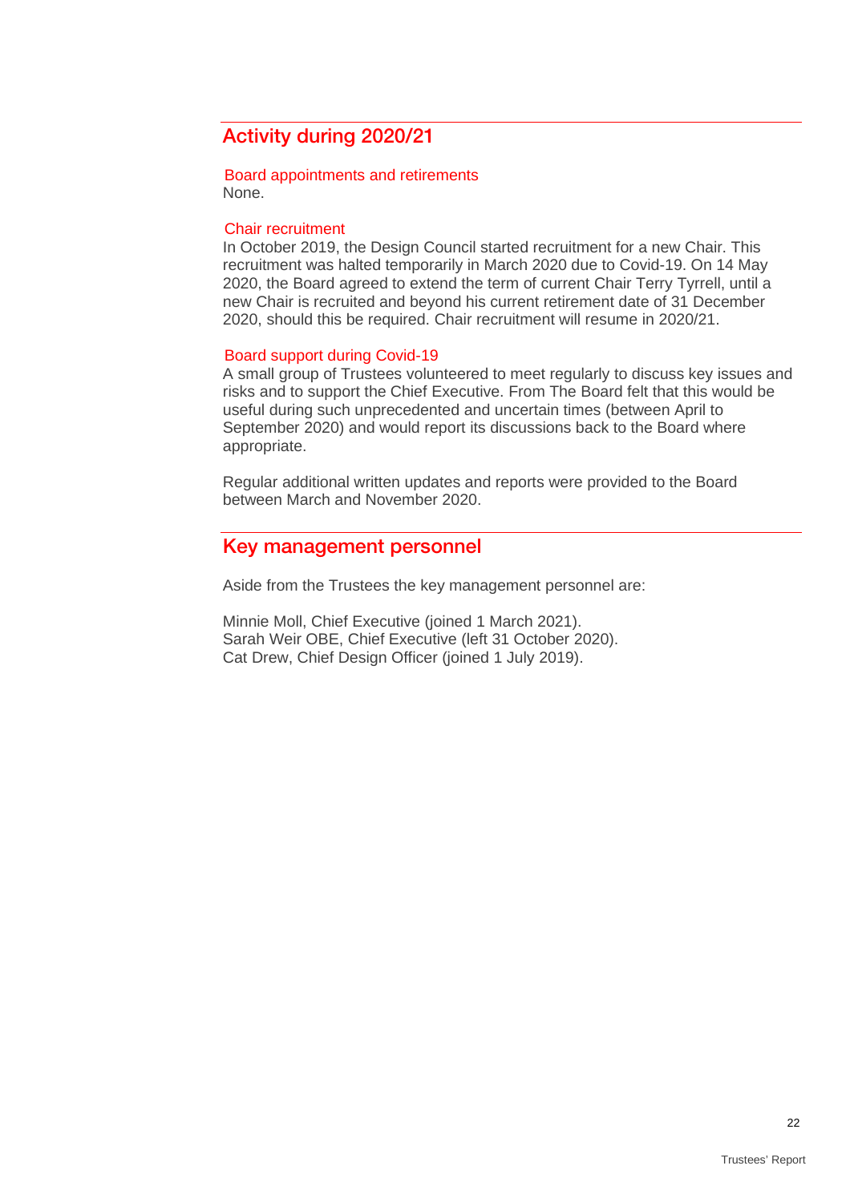## Activity during 2020/21

### Board appointments and retirements

None.

### Chair recruitment

In October 2019, the Design Council started recruitment for a new Chair. This recruitment was halted temporarily in March 2020 due to Covid-19. On 14 May 2020, the Board agreed to extend the term of current Chair Terry Tyrrell, until a new Chair is recruited and beyond his current retirement date of 31 December 2020, should this be required. Chair recruitment will resume in 2020/21.

### Board support during Covid-19

A small group of Trustees volunteered to meet regularly to discuss key issues and risks and to support the Chief Executive. From The Board felt that this would be useful during such unprecedented and uncertain times (between April to September 2020) and would report its discussions back to the Board where appropriate.

Regular additional written updates and reports were provided to the Board between March and November 2020.

## Key management personnel

Aside from the Trustees the key management personnel are:

Minnie Moll, Chief Executive (joined 1 March 2021).
Sarah Weir OBE, Chief Executive (left 31 October 2020).
Cat Drew, Chief Design Officer (joined 1 July 2019).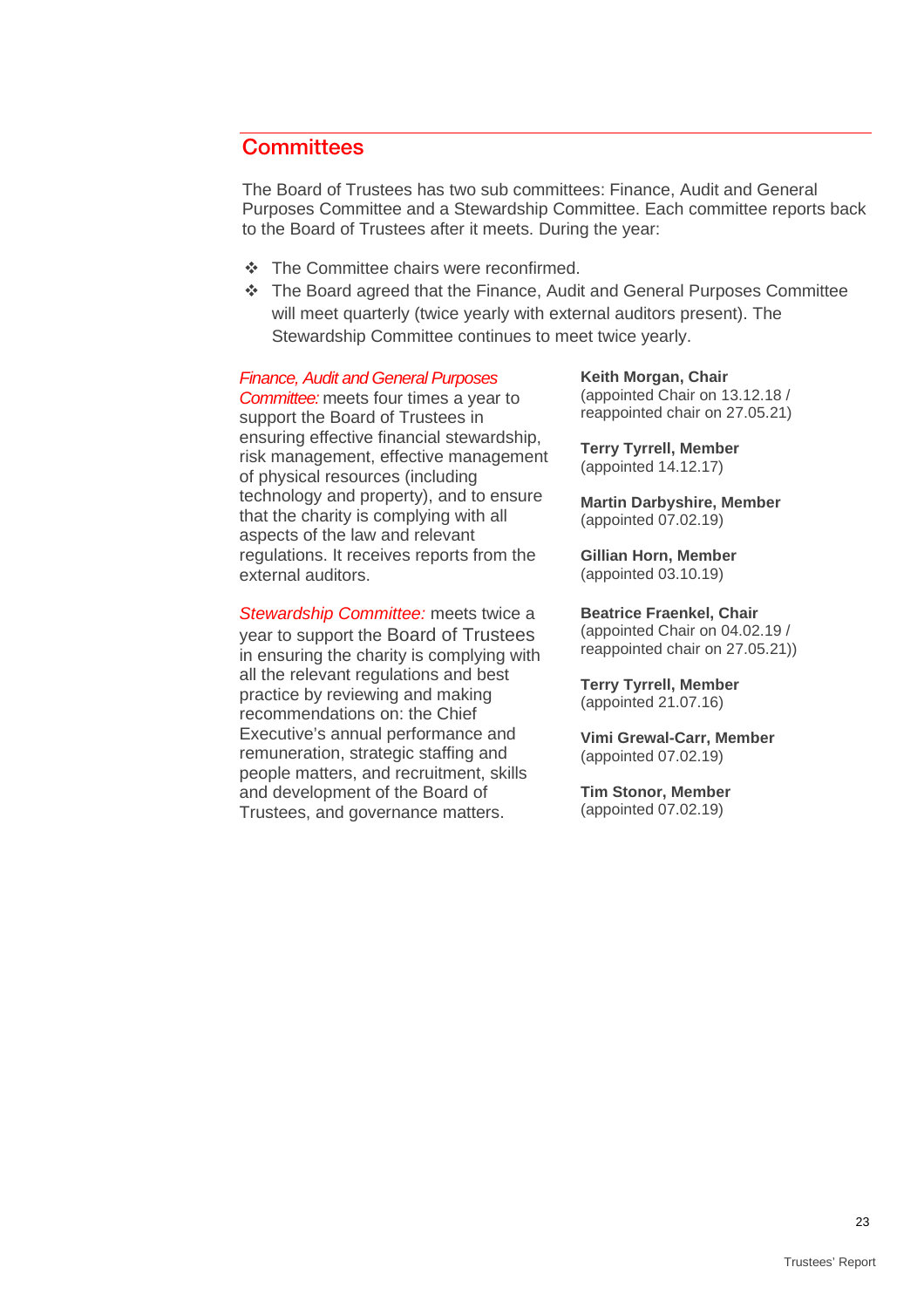## Committees

The Board of Trustees has two sub committees: Finance, Audit and General Purposes Committee and a Stewardship Committee. Each committee reports back to the Board of Trustees after it meets. During the year:

- The Committee chairs were reconfirmed.
- The Board agreed that the Finance, Audit and General Purposes Committee will meet quarterly (twice yearly with external auditors present). The Stewardship Committee continues to meet twice yearly.

*Finance, Audit and General Purposes Committee:* meets four times a year to support the Board of Trustees in ensuring effective financial stewardship, risk management, effective management of physical resources (including technology and property), and to ensure that the charity is complying with all aspects of the law and relevant regulations. It receives reports from the external auditors.

**Keith Morgan, Chair**
(appointed Chair on 13.12.18 / reappointed chair on 27.05.21)

**Terry Tyrrell, Member**
(appointed 14.12.17)

**Martin Darbyshire, Member**
(appointed 07.02.19)

**Gillian Horn, Member**
(appointed 03.10.19)

*Stewardship Committee:* meets twice a year to support the Board of Trustees in ensuring the charity is complying with all the relevant regulations and best practice by reviewing and making recommendations on: the Chief Executive's annual performance and remuneration, strategic staffing and people matters, and recruitment, skills and development of the Board of Trustees, and governance matters.

**Beatrice Fraenkel, Chair**
(appointed Chair on 04.02.19 / reappointed chair on 27.05.21))

**Terry Tyrrell, Member**
(appointed 21.07.16)

**Vimi Grewal-Carr, Member**
(appointed 07.02.19)

**Tim Stonor, Member**
(appointed 07.02.19)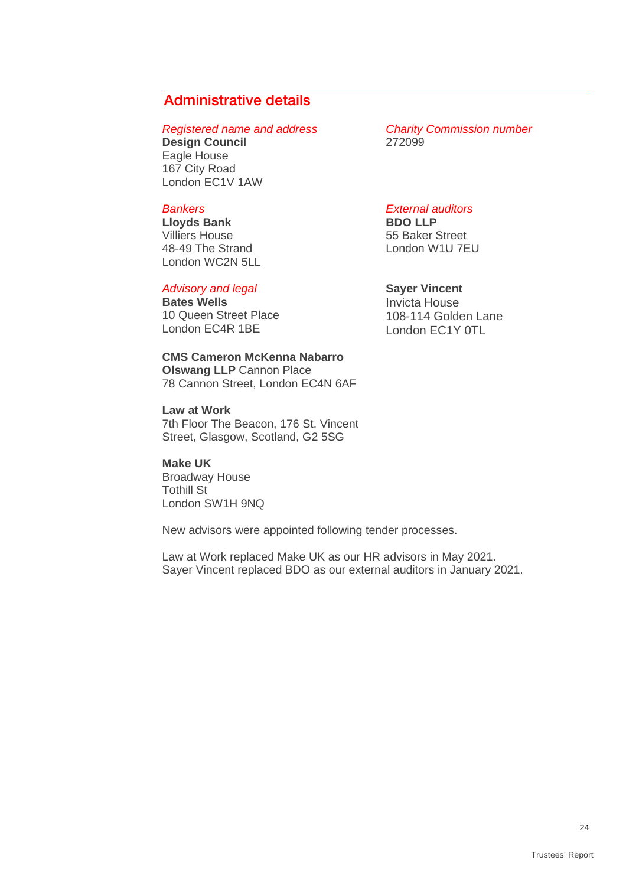## Administrative details

*Registered name and address*
**Design Council**
Eagle House
167 City Road
London EC1V 1AW

*Charity Commission number*
272099

*Bankers*
**Lloyds Bank**
Villiers House
48-49 The Strand
London WC2N 5LL

*External auditors*
**BDO LLP**
55 Baker Street
London W1U 7EU

**Sayer Vincent**
Invicta House
108-114 Golden Lane
London EC1Y 0TL

*Advisory and legal*
**Bates Wells**
10 Queen Street Place
London EC4R 1BE

**CMS Cameron McKenna Nabarro Olswang LLP** Cannon Place
78 Cannon Street, London EC4N 6AF

**Law at Work**
7th Floor The Beacon, 176 St. Vincent Street, Glasgow, Scotland, G2 5SG

**Make UK**
Broadway House
Tothill St
London SW1H 9NQ

New advisors were appointed following tender processes.

Law at Work replaced Make UK as our HR advisors in May 2021.
Sayer Vincent replaced BDO as our external auditors in January 2021.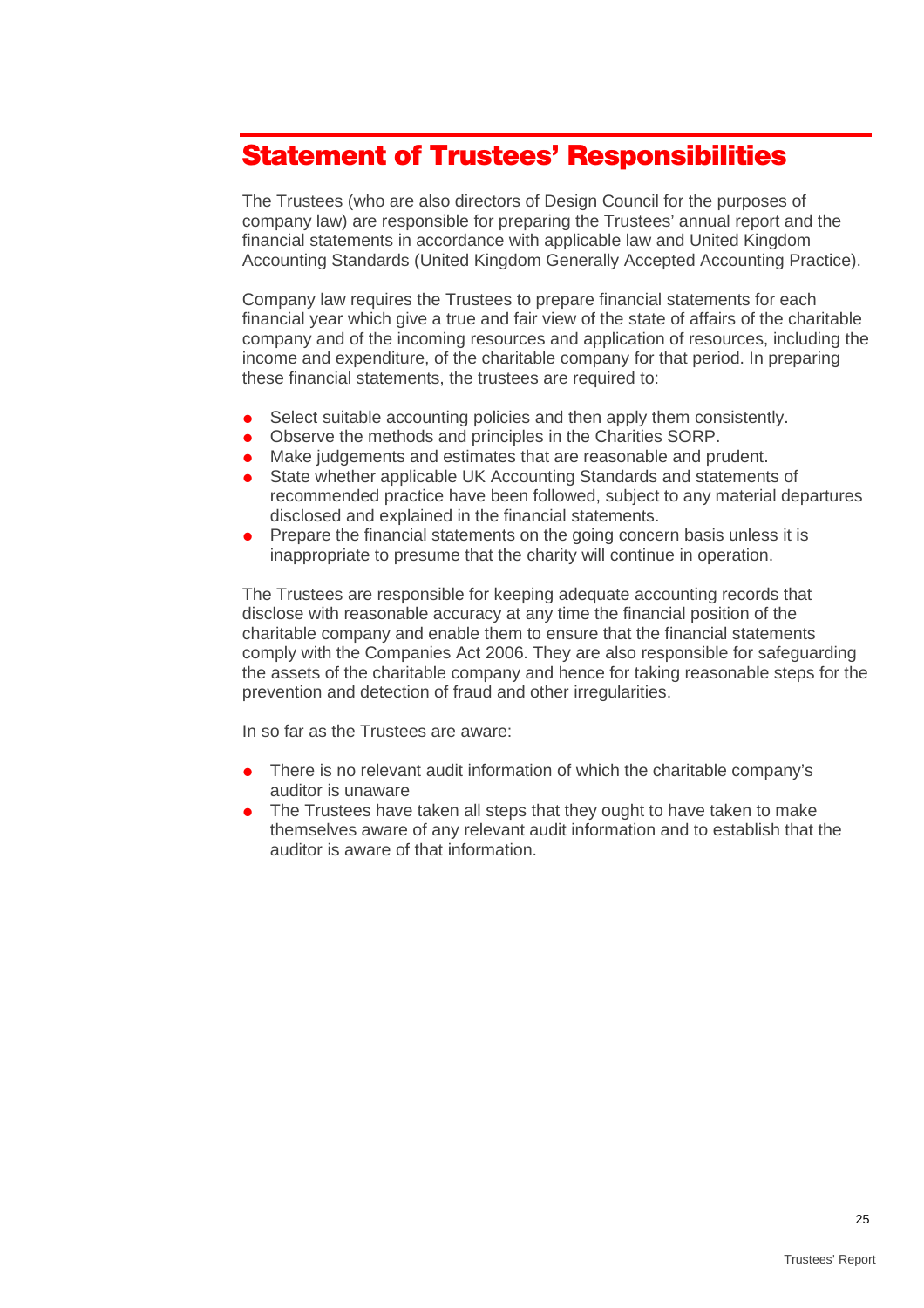# Statement of Trustees' Responsibilities

The Trustees (who are also directors of Design Council for the purposes of company law) are responsible for preparing the Trustees' annual report and the financial statements in accordance with applicable law and United Kingdom Accounting Standards (United Kingdom Generally Accepted Accounting Practice).

Company law requires the Trustees to prepare financial statements for each financial year which give a true and fair view of the state of affairs of the charitable company and of the incoming resources and application of resources, including the income and expenditure, of the charitable company for that period. In preparing these financial statements, the trustees are required to:

- Select suitable accounting policies and then apply them consistently.
- Observe the methods and principles in the Charities SORP.
- Make judgements and estimates that are reasonable and prudent.
- State whether applicable UK Accounting Standards and statements of recommended practice have been followed, subject to any material departures disclosed and explained in the financial statements.
- Prepare the financial statements on the going concern basis unless it is inappropriate to presume that the charity will continue in operation.

The Trustees are responsible for keeping adequate accounting records that disclose with reasonable accuracy at any time the financial position of the charitable company and enable them to ensure that the financial statements comply with the Companies Act 2006. They are also responsible for safeguarding the assets of the charitable company and hence for taking reasonable steps for the prevention and detection of fraud and other irregularities.

In so far as the Trustees are aware:

- There is no relevant audit information of which the charitable company's auditor is unaware
- The Trustees have taken all steps that they ought to have taken to make themselves aware of any relevant audit information and to establish that the auditor is aware of that information.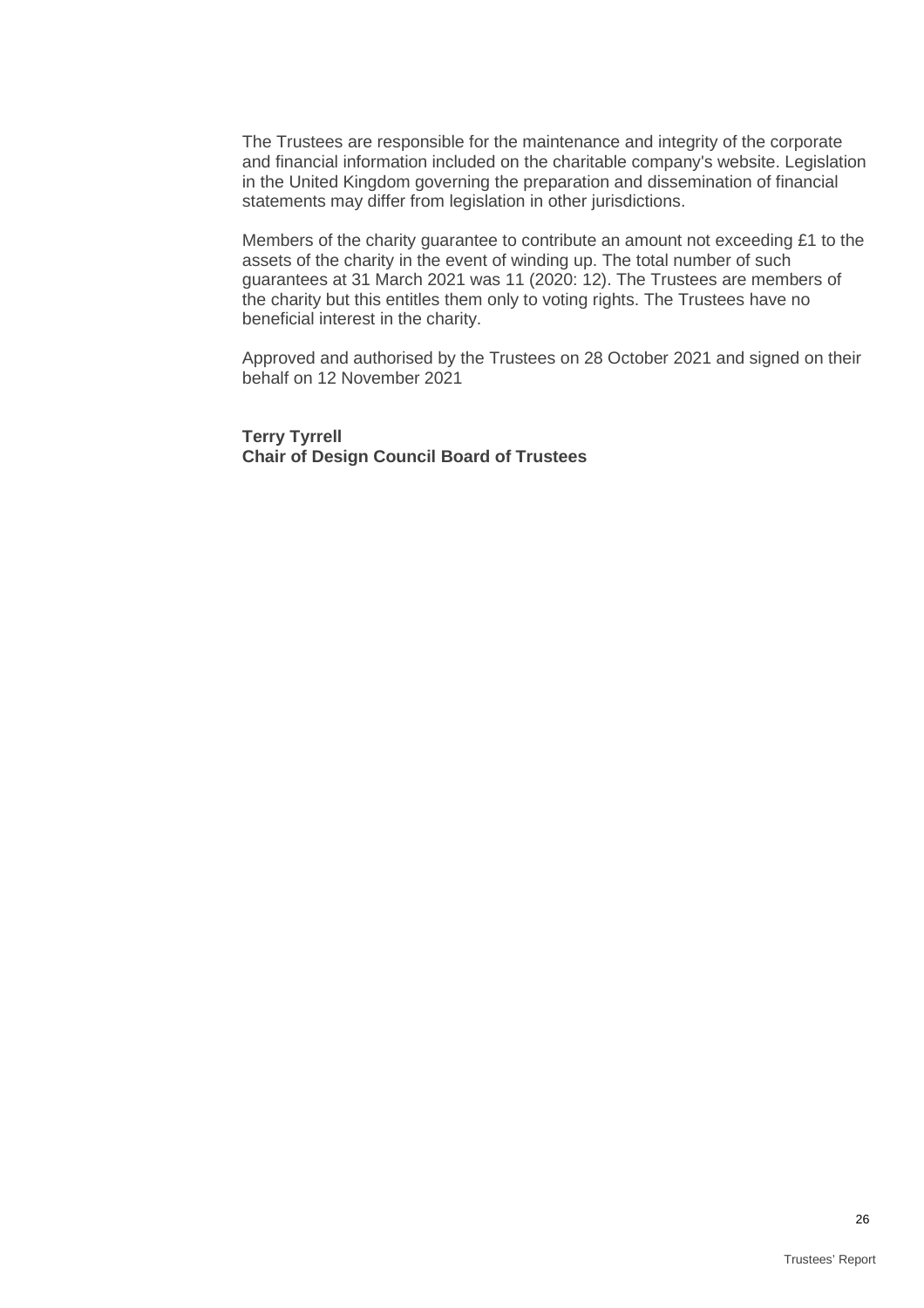The Trustees are responsible for the maintenance and integrity of the corporate and financial information included on the charitable company's website. Legislation in the United Kingdom governing the preparation and dissemination of financial statements may differ from legislation in other jurisdictions.

Members of the charity guarantee to contribute an amount not exceeding £1 to the assets of the charity in the event of winding up. The total number of such guarantees at 31 March 2021 was 11 (2020: 12). The Trustees are members of the charity but this entitles them only to voting rights. The Trustees have no beneficial interest in the charity.

Approved and authorised by the Trustees on 28 October 2021 and signed on their behalf on 12 November 2021

**Terry Tyrrell**
**Chair of Design Council Board of Trustees**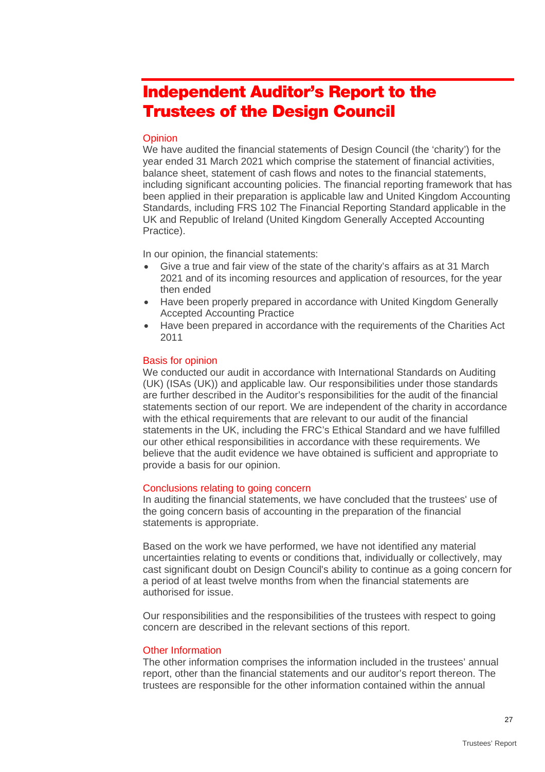# Independent Auditor's Report to the Trustees of the Design Council

## Opinion

We have audited the financial statements of Design Council (the 'charity') for the year ended 31 March 2021 which comprise the statement of financial activities, balance sheet, statement of cash flows and notes to the financial statements, including significant accounting policies. The financial reporting framework that has been applied in their preparation is applicable law and United Kingdom Accounting Standards, including FRS 102 The Financial Reporting Standard applicable in the UK and Republic of Ireland (United Kingdom Generally Accepted Accounting Practice).

In our opinion, the financial statements:

- Give a true and fair view of the state of the charity's affairs as at 31 March 2021 and of its incoming resources and application of resources, for the year then ended
- Have been properly prepared in accordance with United Kingdom Generally Accepted Accounting Practice
- Have been prepared in accordance with the requirements of the Charities Act 2011

## Basis for opinion

We conducted our audit in accordance with International Standards on Auditing (UK) (ISAs (UK)) and applicable law. Our responsibilities under those standards are further described in the Auditor's responsibilities for the audit of the financial statements section of our report. We are independent of the charity in accordance with the ethical requirements that are relevant to our audit of the financial statements in the UK, including the FRC's Ethical Standard and we have fulfilled our other ethical responsibilities in accordance with these requirements. We believe that the audit evidence we have obtained is sufficient and appropriate to provide a basis for our opinion.

## Conclusions relating to going concern

In auditing the financial statements, we have concluded that the trustees' use of the going concern basis of accounting in the preparation of the financial statements is appropriate.

Based on the work we have performed, we have not identified any material uncertainties relating to events or conditions that, individually or collectively, may cast significant doubt on Design Council's ability to continue as a going concern for a period of at least twelve months from when the financial statements are authorised for issue.

Our responsibilities and the responsibilities of the trustees with respect to going concern are described in the relevant sections of this report.

## Other Information

The other information comprises the information included in the trustees' annual report, other than the financial statements and our auditor's report thereon. The trustees are responsible for the other information contained within the annual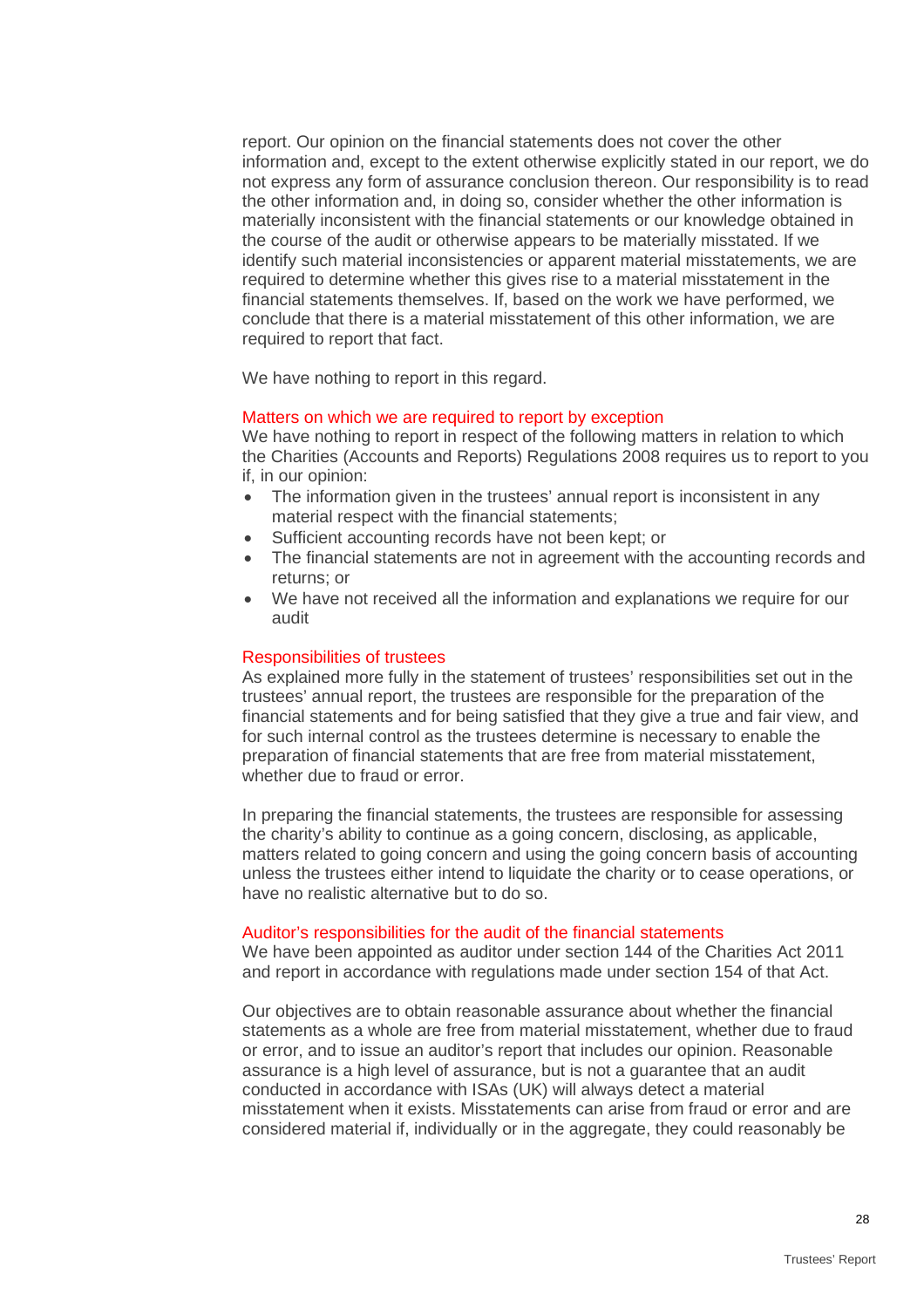report. Our opinion on the financial statements does not cover the other information and, except to the extent otherwise explicitly stated in our report, we do not express any form of assurance conclusion thereon. Our responsibility is to read the other information and, in doing so, consider whether the other information is materially inconsistent with the financial statements or our knowledge obtained in the course of the audit or otherwise appears to be materially misstated. If we identify such material inconsistencies or apparent material misstatements, we are required to determine whether this gives rise to a material misstatement in the financial statements themselves. If, based on the work we have performed, we conclude that there is a material misstatement of this other information, we are required to report that fact.

We have nothing to report in this regard.

### Matters on which we are required to report by exception

We have nothing to report in respect of the following matters in relation to which the Charities (Accounts and Reports) Regulations 2008 requires us to report to you if, in our opinion:

- The information given in the trustees' annual report is inconsistent in any material respect with the financial statements;
- Sufficient accounting records have not been kept; or
- The financial statements are not in agreement with the accounting records and returns; or
- We have not received all the information and explanations we require for our audit

### Responsibilities of trustees

As explained more fully in the statement of trustees' responsibilities set out in the trustees' annual report, the trustees are responsible for the preparation of the financial statements and for being satisfied that they give a true and fair view, and for such internal control as the trustees determine is necessary to enable the preparation of financial statements that are free from material misstatement, whether due to fraud or error.

In preparing the financial statements, the trustees are responsible for assessing the charity's ability to continue as a going concern, disclosing, as applicable, matters related to going concern and using the going concern basis of accounting unless the trustees either intend to liquidate the charity or to cease operations, or have no realistic alternative but to do so.

### Auditor's responsibilities for the audit of the financial statements

We have been appointed as auditor under section 144 of the Charities Act 2011 and report in accordance with regulations made under section 154 of that Act.

Our objectives are to obtain reasonable assurance about whether the financial statements as a whole are free from material misstatement, whether due to fraud or error, and to issue an auditor's report that includes our opinion. Reasonable assurance is a high level of assurance, but is not a guarantee that an audit conducted in accordance with ISAs (UK) will always detect a material misstatement when it exists. Misstatements can arise from fraud or error and are considered material if, individually or in the aggregate, they could reasonably be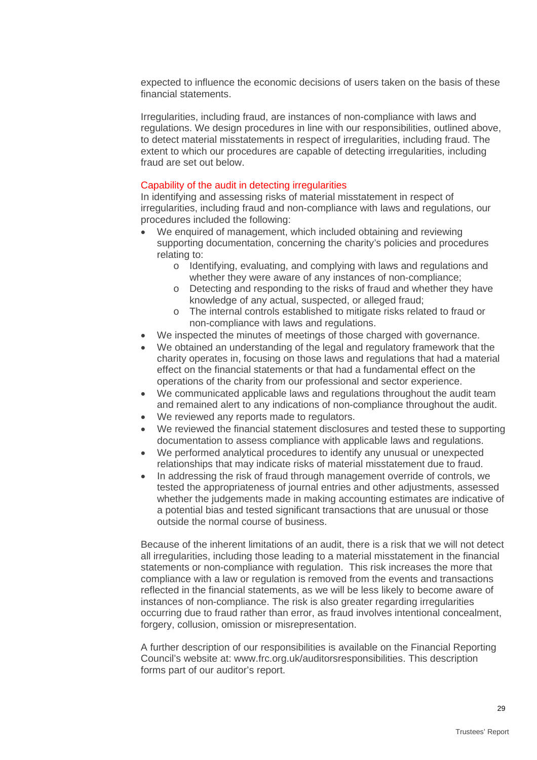expected to influence the economic decisions of users taken on the basis of these financial statements.

Irregularities, including fraud, are instances of non-compliance with laws and regulations. We design procedures in line with our responsibilities, outlined above, to detect material misstatements in respect of irregularities, including fraud. The extent to which our procedures are capable of detecting irregularities, including fraud are set out below.

### Capability of the audit in detecting irregularities

In identifying and assessing risks of material misstatement in respect of irregularities, including fraud and non-compliance with laws and regulations, our procedures included the following:

- We enquired of management, which included obtaining and reviewing supporting documentation, concerning the charity's policies and procedures relating to:
  - Identifying, evaluating, and complying with laws and regulations and whether they were aware of any instances of non-compliance;
  - Detecting and responding to the risks of fraud and whether they have knowledge of any actual, suspected, or alleged fraud;
  - The internal controls established to mitigate risks related to fraud or non-compliance with laws and regulations.
- We inspected the minutes of meetings of those charged with governance.
- We obtained an understanding of the legal and regulatory framework that the charity operates in, focusing on those laws and regulations that had a material effect on the financial statements or that had a fundamental effect on the operations of the charity from our professional and sector experience.
- We communicated applicable laws and regulations throughout the audit team and remained alert to any indications of non-compliance throughout the audit.
- We reviewed any reports made to regulators.
- We reviewed the financial statement disclosures and tested these to supporting documentation to assess compliance with applicable laws and regulations.
- We performed analytical procedures to identify any unusual or unexpected relationships that may indicate risks of material misstatement due to fraud.
- In addressing the risk of fraud through management override of controls, we tested the appropriateness of journal entries and other adjustments, assessed whether the judgements made in making accounting estimates are indicative of a potential bias and tested significant transactions that are unusual or those outside the normal course of business.

Because of the inherent limitations of an audit, there is a risk that we will not detect all irregularities, including those leading to a material misstatement in the financial statements or non-compliance with regulation. This risk increases the more that compliance with a law or regulation is removed from the events and transactions reflected in the financial statements, as we will be less likely to become aware of instances of non-compliance. The risk is also greater regarding irregularities occurring due to fraud rather than error, as fraud involves intentional concealment, forgery, collusion, omission or misrepresentation.

A further description of our responsibilities is available on the Financial Reporting Council's website at: www.frc.org.uk/auditorsresponsibilities. This description forms part of our auditor's report.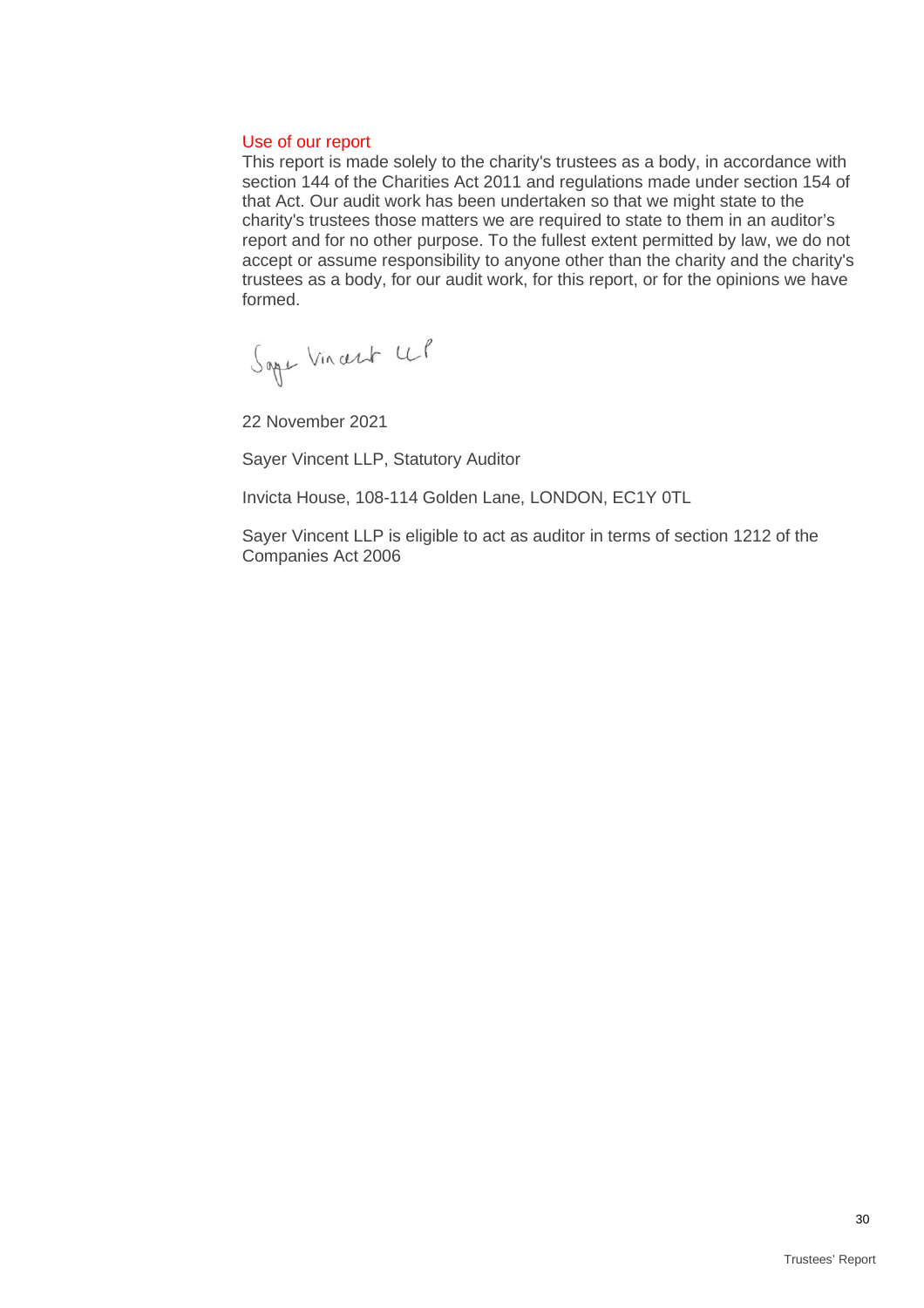## Use of our report

This report is made solely to the charity's trustees as a body, in accordance with section 144 of the Charities Act 2011 and regulations made under section 154 of that Act. Our audit work has been undertaken so that we might state to the charity's trustees those matters we are required to state to them in an auditor's report and for no other purpose. To the fullest extent permitted by law, we do not accept or assume responsibility to anyone other than the charity and the charity's trustees as a body, for our audit work, for this report, or for the opinions we have formed.

Sayer Vincent LLP

22 November 2021

Sayer Vincent LLP, Statutory Auditor

Invicta House, 108-114 Golden Lane, LONDON, EC1Y 0TL

Sayer Vincent LLP is eligible to act as auditor in terms of section 1212 of the Companies Act 2006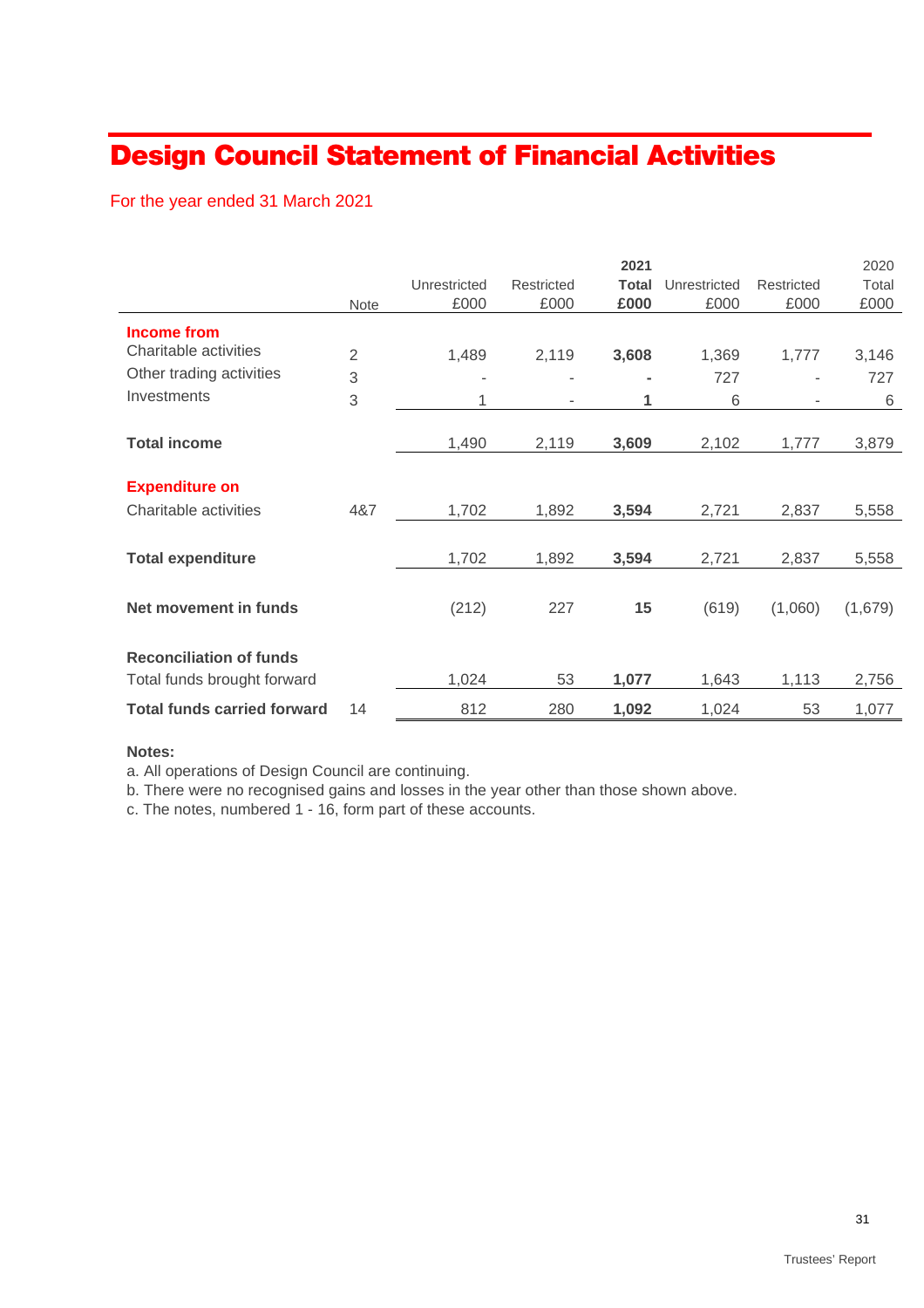# Design Council Statement of Financial Activities

For the year ended 31 March 2021

| | Note | Unrestricted £000 | Restricted £000 | **2021 Total £000** | Unrestricted £000 | Restricted £000 | 2020 Total £000 |
|---|---|---|---|---|---|---|---|
| **Income from** | | | | | | | |
| Charitable activities | 2 | 1,489 | 2,119 | **3,608** | 1,369 | 1,777 | 3,146 |
| Other trading activities | 3 | - | - | **-** | 727 | - | 727 |
| Investments | 3 | 1 | - | **1** | 6 | - | 6 |
| **Total income** | | 1,490 | 2,119 | **3,609** | 2,102 | 1,777 | 3,879 |
| **Expenditure on** | | | | | | | |
| Charitable activities | 4&7 | 1,702 | 1,892 | **3,594** | 2,721 | 2,837 | 5,558 |
| **Total expenditure** | | 1,702 | 1,892 | **3,594** | 2,721 | 2,837 | 5,558 |
| **Net movement in funds** | | (212) | 227 | **15** | (619) | (1,060) | (1,679) |
| **Reconciliation of funds** | | | | | | | |
| Total funds brought forward | | 1,024 | 53 | **1,077** | 1,643 | 1,113 | 2,756 |
| **Total funds carried forward** | 14 | 812 | 280 | **1,092** | 1,024 | 53 | 1,077 |

**Notes:**

a. All operations of Design Council are continuing.

b. There were no recognised gains and losses in the year other than those shown above.

c. The notes, numbered 1 - 16, form part of these accounts.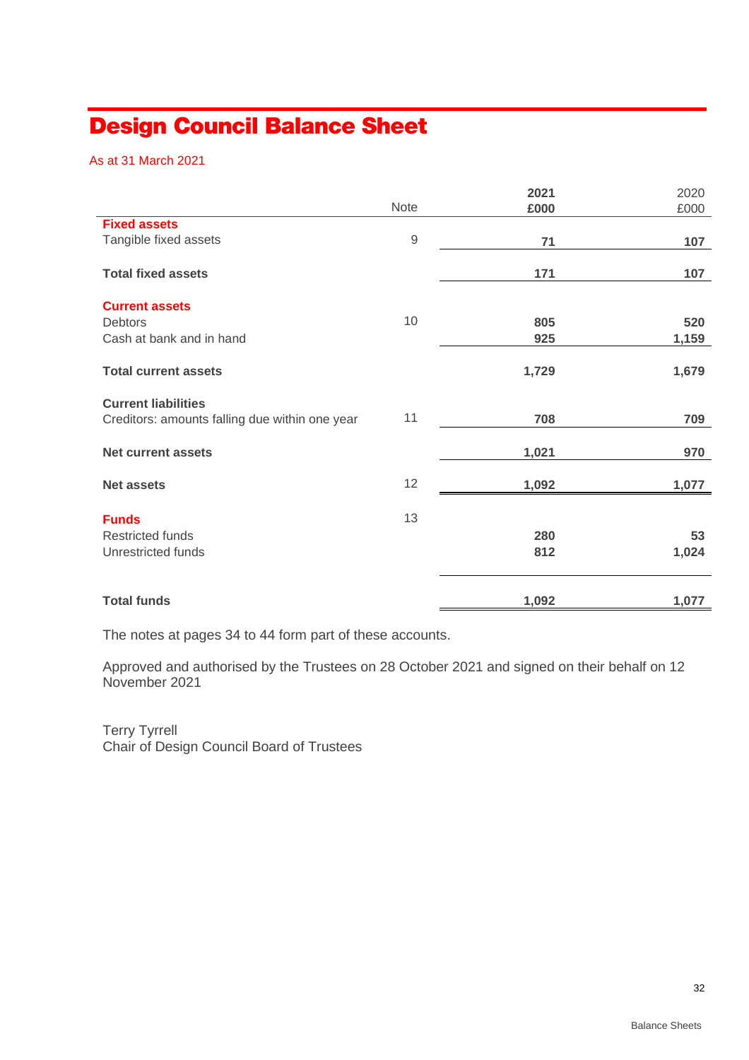# Design Council Balance Sheet

As at 31 March 2021

| | Note | 2021 £000 | 2020 £000 |
|---|---|---|---|
| **Fixed assets** | | | |
| Tangible fixed assets | 9 | **71** | **107** |
| **Total fixed assets** | | **171** | **107** |
| **Current assets** | | | |
| Debtors | 10 | **805** | **520** |
| Cash at bank and in hand | | **925** | **1,159** |
| **Total current assets** | | **1,729** | **1,679** |
| **Current liabilities** | | | |
| Creditors: amounts falling due within one year | 11 | **708** | **709** |
| **Net current assets** | | **1,021** | **970** |
| **Net assets** | 12 | **1,092** | **1,077** |
| **Funds** | 13 | | |
| Restricted funds | | **280** | **53** |
| Unrestricted funds | | **812** | **1,024** |
| **Total funds** | | **1,092** | **1,077** |

The notes at pages 34 to 44 form part of these accounts.

Approved and authorised by the Trustees on 28 October 2021 and signed on their behalf on 12 November 2021

Terry Tyrrell
Chair of Design Council Board of Trustees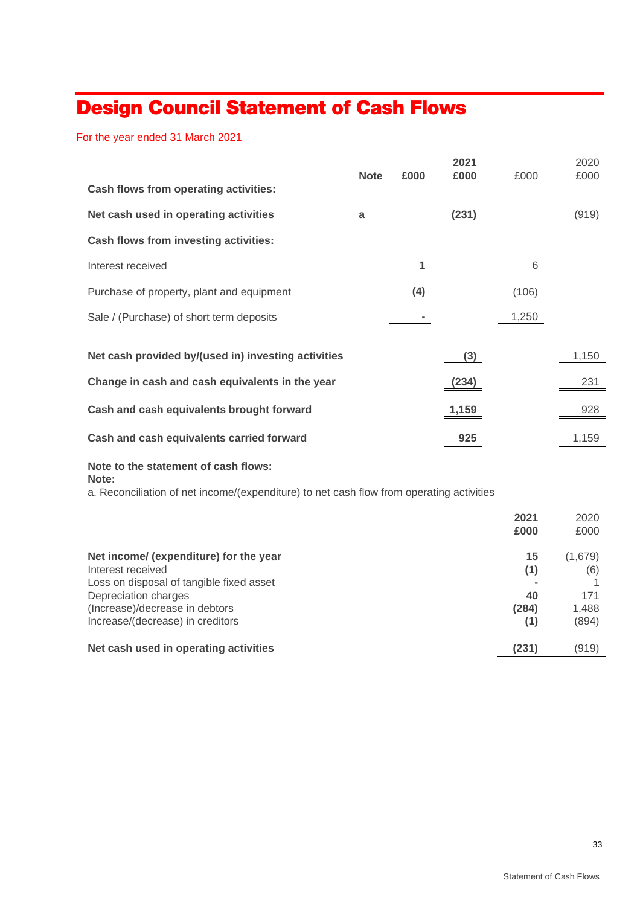# Design Council Statement of Cash Flows

For the year ended 31 March 2021

| | Note | 2021 £000 | 2021 £000 | 2020 £000 | 2020 £000 |
|---|---|---|---|---|---|
| **Cash flows from operating activities:** | | | | | |
| **Net cash used in operating activities** | **a** | | **(231)** | | (919) |
| **Cash flows from investing activities:** | | | | | |
| Interest received | | **1** | | 6 | |
| Purchase of property, plant and equipment | | **(4)** | | (106) | |
| Sale / (Purchase) of short term deposits | | **-** | | 1,250 | |
| **Net cash provided by/(used in) investing activities** | | | **(3)** | | 1,150 |
| **Change in cash and cash equivalents in the year** | | | **(234)** | | 231 |
| **Cash and cash equivalents brought forward** | | | **1,159** | | 928 |
| **Cash and cash equivalents carried forward** | | | **925** | | 1,159 |

**Note to the statement of cash flows:**
**Note:**
a. Reconciliation of net income/(expenditure) to net cash flow from operating activities

| | 2021 £000 | 2020 £000 |
|---|---|---|
| **Net income/ (expenditure) for the year** | **15** | (1,679) |
| Interest received | **(1)** | (6) |
| Loss on disposal of tangible fixed asset | **-** | 1 |
| Depreciation charges | **40** | 171 |
| (Increase)/decrease in debtors | **(284)** | 1,488 |
| Increase/(decrease) in creditors | **(1)** | (894) |
| **Net cash used in operating activities** | **(231)** | (919) |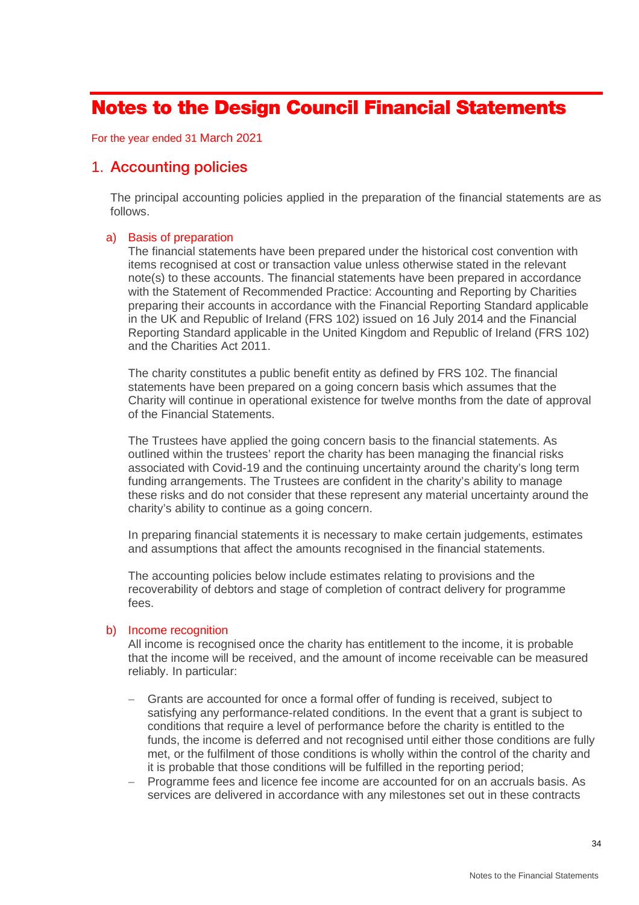# Notes to the Design Council Financial Statements

For the year ended 31 March 2021

## 1. Accounting policies

The principal accounting policies applied in the preparation of the financial statements are as follows.

### a) Basis of preparation

The financial statements have been prepared under the historical cost convention with items recognised at cost or transaction value unless otherwise stated in the relevant note(s) to these accounts. The financial statements have been prepared in accordance with the Statement of Recommended Practice: Accounting and Reporting by Charities preparing their accounts in accordance with the Financial Reporting Standard applicable in the UK and Republic of Ireland (FRS 102) issued on 16 July 2014 and the Financial Reporting Standard applicable in the United Kingdom and Republic of Ireland (FRS 102) and the Charities Act 2011.

The charity constitutes a public benefit entity as defined by FRS 102. The financial statements have been prepared on a going concern basis which assumes that the Charity will continue in operational existence for twelve months from the date of approval of the Financial Statements.

The Trustees have applied the going concern basis to the financial statements. As outlined within the trustees' report the charity has been managing the financial risks associated with Covid-19 and the continuing uncertainty around the charity's long term funding arrangements. The Trustees are confident in the charity's ability to manage these risks and do not consider that these represent any material uncertainty around the charity's ability to continue as a going concern.

In preparing financial statements it is necessary to make certain judgements, estimates and assumptions that affect the amounts recognised in the financial statements.

The accounting policies below include estimates relating to provisions and the recoverability of debtors and stage of completion of contract delivery for programme fees.

### b) Income recognition

All income is recognised once the charity has entitlement to the income, it is probable that the income will be received, and the amount of income receivable can be measured reliably. In particular:

- Grants are accounted for once a formal offer of funding is received, subject to satisfying any performance-related conditions. In the event that a grant is subject to conditions that require a level of performance before the charity is entitled to the funds, the income is deferred and not recognised until either those conditions are fully met, or the fulfilment of those conditions is wholly within the control of the charity and it is probable that those conditions will be fulfilled in the reporting period;
- Programme fees and licence fee income are accounted for on an accruals basis. As services are delivered in accordance with any milestones set out in these contracts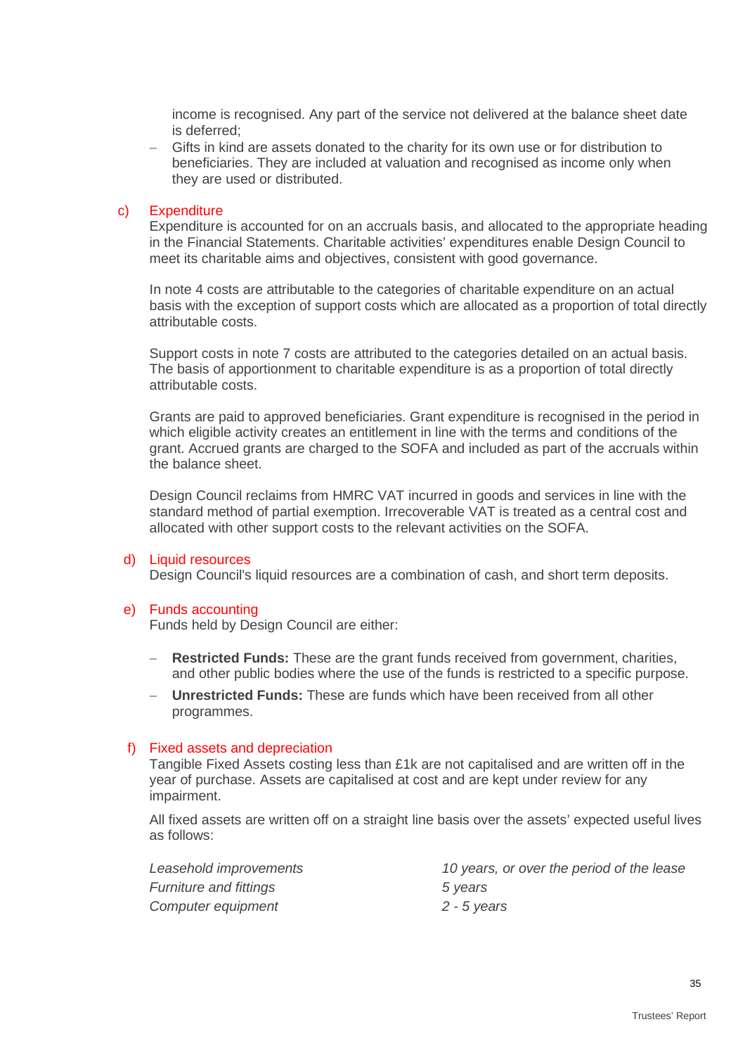income is recognised. Any part of the service not delivered at the balance sheet date is deferred;

- Gifts in kind are assets donated to the charity for its own use or for distribution to beneficiaries. They are included at valuation and recognised as income only when they are used or distributed.

### c) Expenditure

Expenditure is accounted for on an accruals basis, and allocated to the appropriate heading in the Financial Statements. Charitable activities' expenditures enable Design Council to meet its charitable aims and objectives, consistent with good governance.

In note 4 costs are attributable to the categories of charitable expenditure on an actual basis with the exception of support costs which are allocated as a proportion of total directly attributable costs.

Support costs in note 7 costs are attributed to the categories detailed on an actual basis. The basis of apportionment to charitable expenditure is as a proportion of total directly attributable costs.

Grants are paid to approved beneficiaries. Grant expenditure is recognised in the period in which eligible activity creates an entitlement in line with the terms and conditions of the grant. Accrued grants are charged to the SOFA and included as part of the accruals within the balance sheet.

Design Council reclaims from HMRC VAT incurred in goods and services in line with the standard method of partial exemption. Irrecoverable VAT is treated as a central cost and allocated with other support costs to the relevant activities on the SOFA.

### d) Liquid resources

Design Council's liquid resources are a combination of cash, and short term deposits.

### e) Funds accounting

Funds held by Design Council are either:

- **Restricted Funds:** These are the grant funds received from government, charities, and other public bodies where the use of the funds is restricted to a specific purpose.
- **Unrestricted Funds:** These are funds which have been received from all other programmes.

### f) Fixed assets and depreciation

Tangible Fixed Assets costing less than £1k are not capitalised and are written off in the year of purchase. Assets are capitalised at cost and are kept under review for any impairment.

All fixed assets are written off on a straight line basis over the assets' expected useful lives as follows:

| | |
|---|---|
| *Leasehold improvements* | *10 years, or over the period of the lease* |
| *Furniture and fittings* | *5 years* |
| *Computer equipment* | *2 - 5 years* |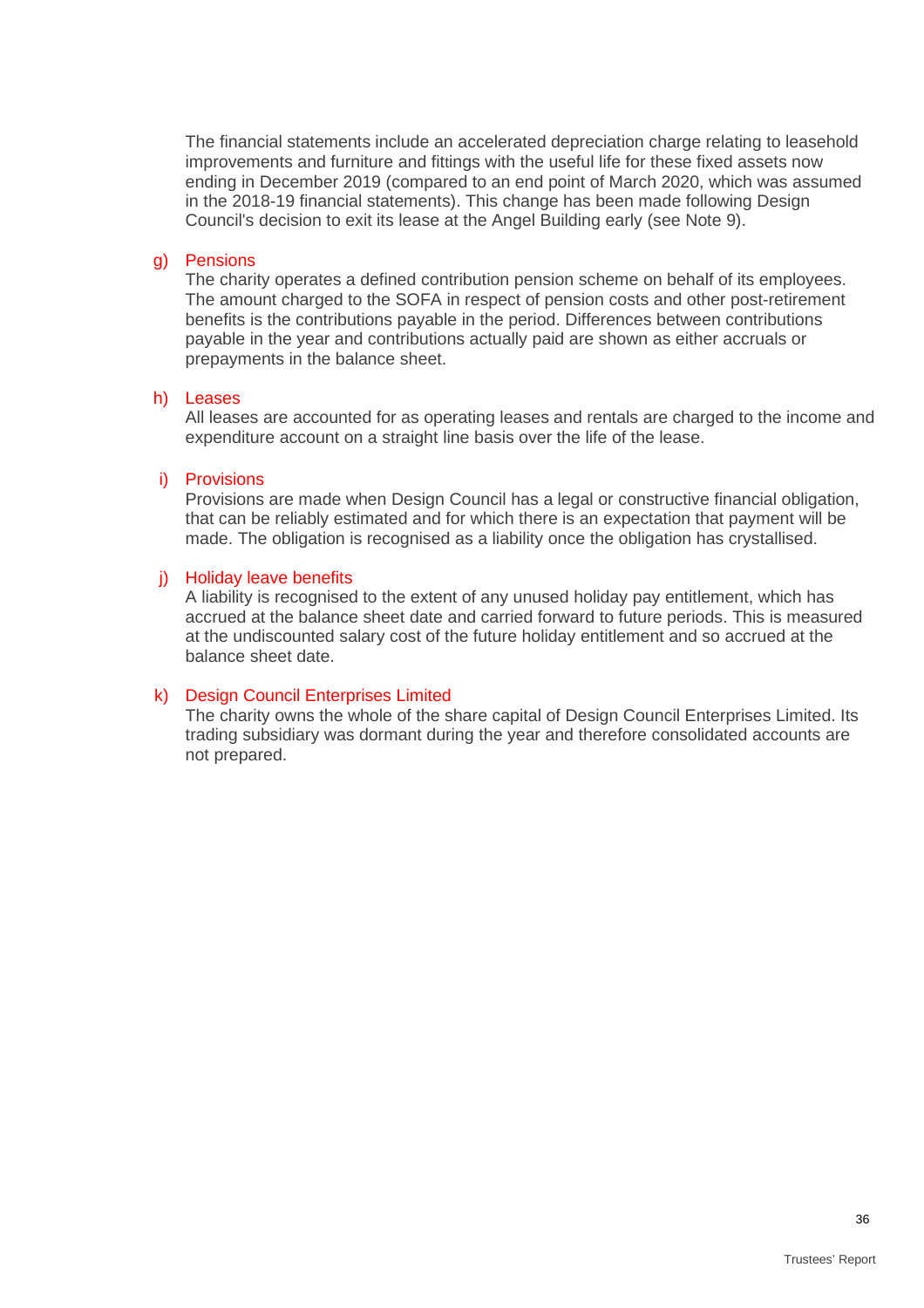The financial statements include an accelerated depreciation charge relating to leasehold improvements and furniture and fittings with the useful life for these fixed assets now ending in December 2019 (compared to an end point of March 2020, which was assumed in the 2018-19 financial statements). This change has been made following Design Council's decision to exit its lease at the Angel Building early (see Note 9).

g) Pensions

The charity operates a defined contribution pension scheme on behalf of its employees. The amount charged to the SOFA in respect of pension costs and other post-retirement benefits is the contributions payable in the period. Differences between contributions payable in the year and contributions actually paid are shown as either accruals or prepayments in the balance sheet.

h) Leases

All leases are accounted for as operating leases and rentals are charged to the income and expenditure account on a straight line basis over the life of the lease.

i) Provisions

Provisions are made when Design Council has a legal or constructive financial obligation, that can be reliably estimated and for which there is an expectation that payment will be made. The obligation is recognised as a liability once the obligation has crystallised.

j) Holiday leave benefits

A liability is recognised to the extent of any unused holiday pay entitlement, which has accrued at the balance sheet date and carried forward to future periods. This is measured at the undiscounted salary cost of the future holiday entitlement and so accrued at the balance sheet date.

k) Design Council Enterprises Limited

The charity owns the whole of the share capital of Design Council Enterprises Limited. Its trading subsidiary was dormant during the year and therefore consolidated accounts are not prepared.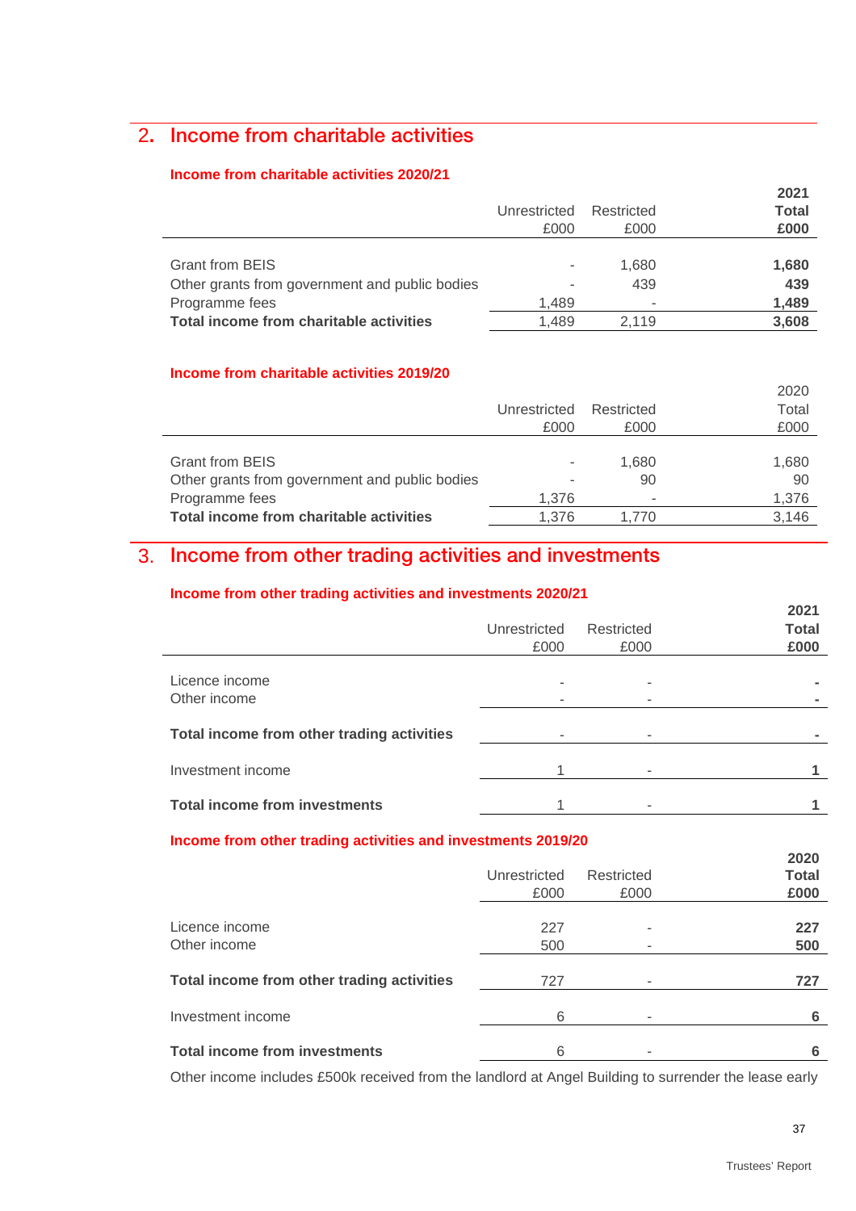## 2. Income from charitable activities

### Income from charitable activities 2020/21

| | Unrestricted £000 | Restricted £000 | **2021 Total £000** |
|---|---|---|---|
| Grant from BEIS | - | 1,680 | **1,680** |
| Other grants from government and public bodies | - | 439 | **439** |
| Programme fees | 1,489 | - | **1,489** |
| **Total income from charitable activities** | 1,489 | 2,119 | **3,608** |

### Income from charitable activities 2019/20

| | Unrestricted £000 | Restricted £000 | 2020 Total £000 |
|---|---|---|---|
| Grant from BEIS | - | 1,680 | 1,680 |
| Other grants from government and public bodies | - | 90 | 90 |
| Programme fees | 1,376 | - | 1,376 |
| **Total income from charitable activities** | 1,376 | 1,770 | 3,146 |

## 3. Income from other trading activities and investments

### Income from other trading activities and investments 2020/21

| | Unrestricted £000 | Restricted £000 | **2021 Total £000** |
|---|---|---|---|
| Licence income | - | - | **-** |
| Other income | - | - | **-** |
| **Total income from other trading activities** | - | - | **-** |
| Investment income | 1 | - | **1** |
| **Total income from investments** | 1 | - | **1** |

### Income from other trading activities and investments 2019/20

| | Unrestricted £000 | Restricted £000 | **2020 Total £000** |
|---|---|---|---|
| Licence income | 227 | - | **227** |
| Other income | 500 | - | **500** |
| **Total income from other trading activities** | 727 | - | **727** |
| Investment income | 6 | - | **6** |
| **Total income from investments** | 6 | - | **6** |

Other income includes £500k received from the landlord at Angel Building to surrender the lease early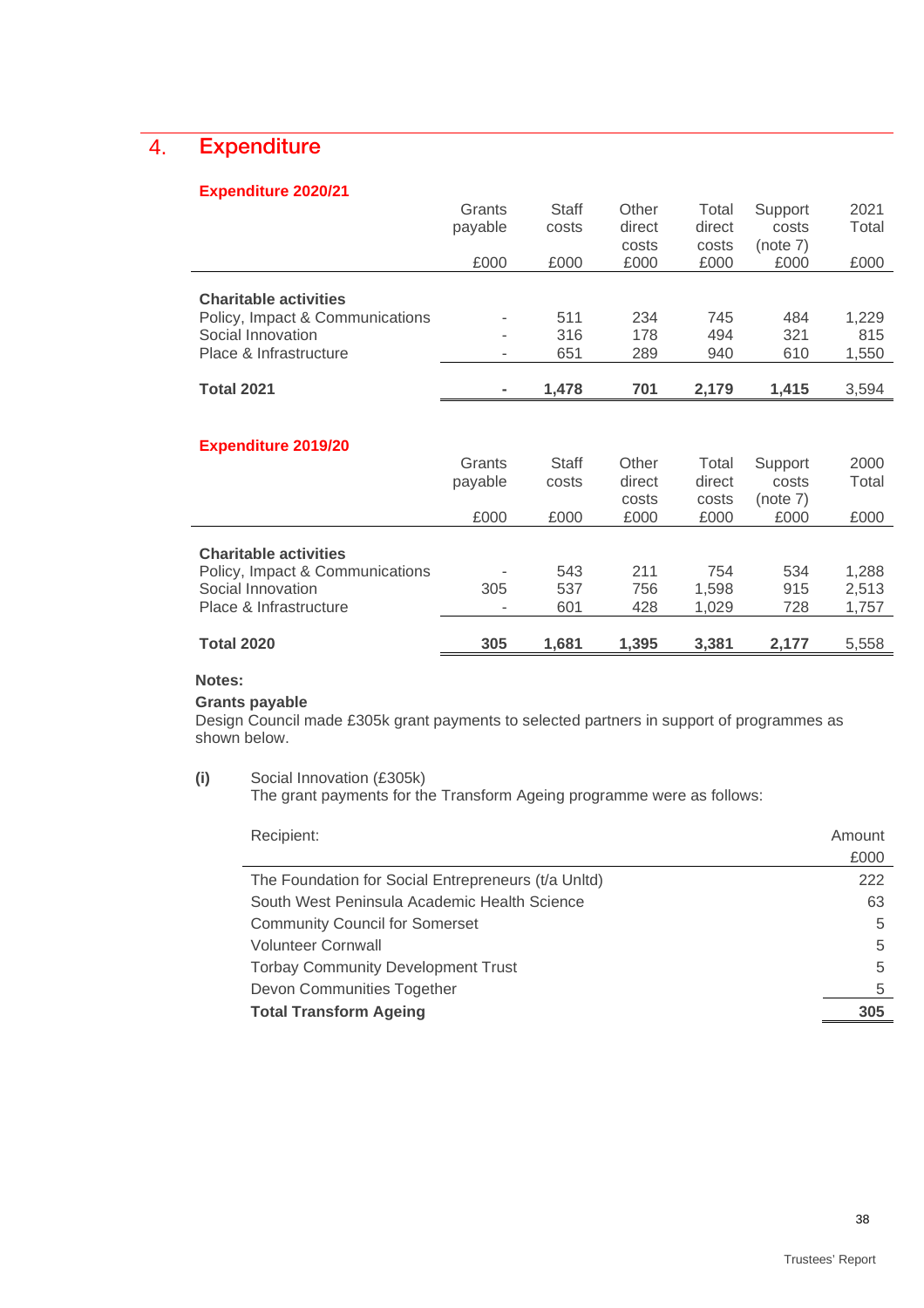## 4. Expenditure

### Expenditure 2020/21

| | Grants payable £000 | Staff costs £000 | Other direct costs £000 | Total direct costs £000 | Support costs (note 7) £000 | 2021 Total £000 |
|---|---|---|---|---|---|---|
| **Charitable activities** | | | | | | |
| Policy, Impact & Communications | - | 511 | 234 | 745 | 484 | 1,229 |
| Social Innovation | - | 316 | 178 | 494 | 321 | 815 |
| Place & Infrastructure | - | 651 | 289 | 940 | 610 | 1,550 |
| **Total 2021** | **-** | **1,478** | **701** | **2,179** | **1,415** | 3,594 |

### Expenditure 2019/20

| | Grants payable £000 | Staff costs £000 | Other direct costs £000 | Total direct costs £000 | Support costs (note 7) £000 | 2000 Total £000 |
|---|---|---|---|---|---|---|
| **Charitable activities** | | | | | | |
| Policy, Impact & Communications | - | 543 | 211 | 754 | 534 | 1,288 |
| Social Innovation | 305 | 537 | 756 | 1,598 | 915 | 2,513 |
| Place & Infrastructure | - | 601 | 428 | 1,029 | 728 | 1,757 |
| **Total 2020** | **305** | **1,681** | **1,395** | **3,381** | **2,177** | 5,558 |

**Notes:**

**Grants payable**
Design Council made £305k grant payments to selected partners in support of programmes as shown below.

**(i)** Social Innovation (£305k)
The grant payments for the Transform Ageing programme were as follows:

| Recipient: | Amount £000 |
|---|---|
| The Foundation for Social Entrepreneurs (t/a Unltd) | 222 |
| South West Peninsula Academic Health Science | 63 |
| Community Council for Somerset | 5 |
| Volunteer Cornwall | 5 |
| Torbay Community Development Trust | 5 |
| Devon Communities Together | 5 |
| **Total Transform Ageing** | **305** |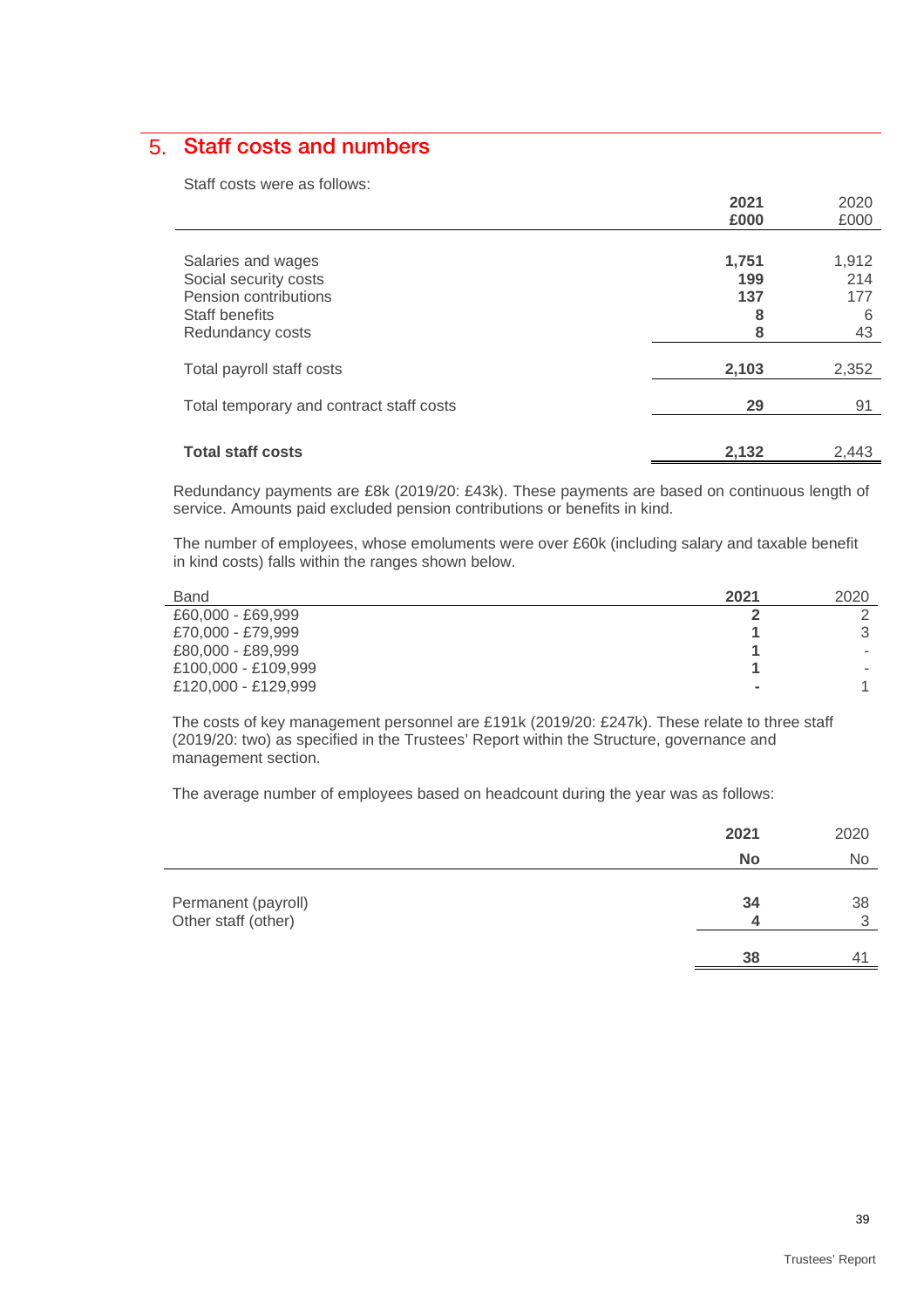## 5. Staff costs and numbers

Staff costs were as follows:

| | 2021 £000 | 2020 £000 |
|---|---|---|
| Salaries and wages | **1,751** | 1,912 |
| Social security costs | **199** | 214 |
| Pension contributions | **137** | 177 |
| Staff benefits | **8** | 6 |
| Redundancy costs | **8** | 43 |
| Total payroll staff costs | **2,103** | 2,352 |
| Total temporary and contract staff costs | **29** | 91 |
| **Total staff costs** | **2,132** | 2,443 |

Redundancy payments are £8k (2019/20: £43k). These payments are based on continuous length of service. Amounts paid excluded pension contributions or benefits in kind.

The number of employees, whose emoluments were over £60k (including salary and taxable benefit in kind costs) falls within the ranges shown below.

| Band | 2021 | 2020 |
|---|---|---|
| £60,000 - £69,999 | **2** | 2 |
| £70,000 - £79,999 | **1** | 3 |
| £80,000 - £89,999 | **1** | - |
| £100,000 - £109,999 | **1** | - |
| £120,000 - £129,999 | **-** | 1 |

The costs of key management personnel are £191k (2019/20: £247k). These relate to three staff (2019/20: two) as specified in the Trustees' Report within the Structure, governance and management section.

The average number of employees based on headcount during the year was as follows:

| | 2021 No | 2020 No |
|---|---|---|
| Permanent (payroll) | **34** | 38 |
| Other staff (other) | **4** | 3 |
| | **38** | 41 |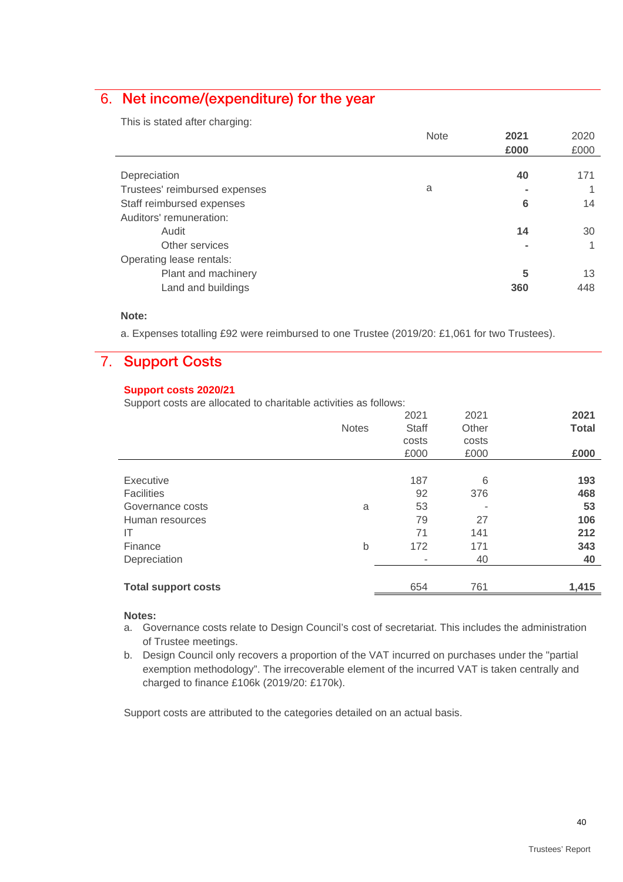## 6. Net income/(expenditure) for the year

This is stated after charging:

| | Note | **2021 £000** | 2020 £000 |
|---|---|---|---|
| Depreciation | | **40** | 171 |
| Trustees' reimbursed expenses | a | **-** | 1 |
| Staff reimbursed expenses | | **6** | 14 |
| Auditors' remuneration: | | | |
| Audit | | **14** | 30 |
| Other services | | **-** | 1 |
| Operating lease rentals: | | | |
| Plant and machinery | | **5** | 13 |
| Land and buildings | | **360** | 448 |

**Note:**

a. Expenses totalling £92 were reimbursed to one Trustee (2019/20: £1,061 for two Trustees).

## 7. Support Costs

**Support costs 2020/21**

Support costs are allocated to charitable activities as follows:

| | Notes | 2021 Staff costs £000 | 2021 Other costs £000 | **2021 Total £000** |
|---|---|---|---|---|
| Executive | | 187 | 6 | **193** |
| Facilities | | 92 | 376 | **468** |
| Governance costs | a | 53 | - | **53** |
| Human resources | | 79 | 27 | **106** |
| IT | | 71 | 141 | **212** |
| Finance | b | 172 | 171 | **343** |
| Depreciation | | - | 40 | **40** |
| **Total support costs** | | 654 | 761 | **1,415** |

**Notes:**

a. Governance costs relate to Design Council's cost of secretariat. This includes the administration of Trustee meetings.

b. Design Council only recovers a proportion of the VAT incurred on purchases under the "partial exemption methodology". The irrecoverable element of the incurred VAT is taken centrally and charged to finance £106k (2019/20: £170k).

Support costs are attributed to the categories detailed on an actual basis.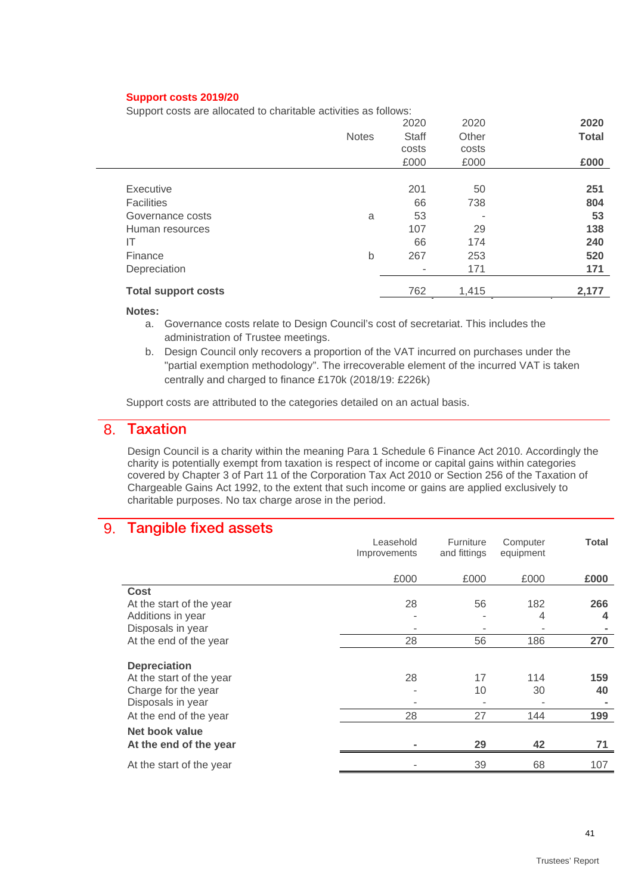**Support costs 2019/20**

Support costs are allocated to charitable activities as follows:

| | Notes | 2020 Staff costs £000 | 2020 Other costs £000 | **2020 Total £000** |
|---|---|---|---|---|
| Executive | | 201 | 50 | **251** |
| Facilities | | 66 | 738 | **804** |
| Governance costs | a | 53 | - | **53** |
| Human resources | | 107 | 29 | **138** |
| IT | | 66 | 174 | **240** |
| Finance | b | 267 | 253 | **520** |
| Depreciation | | - | 171 | **171** |
| **Total support costs** | | 762 | 1,415 | **2,177** |

**Notes:**

a. Governance costs relate to Design Council's cost of secretariat. This includes the administration of Trustee meetings.

b. Design Council only recovers a proportion of the VAT incurred on purchases under the "partial exemption methodology". The irrecoverable element of the incurred VAT is taken centrally and charged to finance £170k (2018/19: £226k)

Support costs are attributed to the categories detailed on an actual basis.

## 8. Taxation

Design Council is a charity within the meaning Para 1 Schedule 6 Finance Act 2010. Accordingly the charity is potentially exempt from taxation is respect of income or capital gains within categories covered by Chapter 3 of Part 11 of the Corporation Tax Act 2010 or Section 256 of the Taxation of Chargeable Gains Act 1992, to the extent that such income or gains are applied exclusively to charitable purposes. No tax charge arose in the period.

## 9. Tangible fixed assets

| | Leasehold Improvements £000 | Furniture and fittings £000 | Computer equipment £000 | **Total £000** |
|---|---|---|---|---|
| **Cost** | | | | |
| At the start of the year | 28 | 56 | 182 | **266** |
| Additions in year | - | - | 4 | **4** |
| Disposals in year | - | - | - | **-** |
| At the end of the year | 28 | 56 | 186 | **270** |
| **Depreciation** | | | | |
| At the start of the year | 28 | 17 | 114 | **159** |
| Charge for the year | - | 10 | 30 | **40** |
| Disposals in year | - | - | - | **-** |
| At the end of the year | 28 | 27 | 144 | **199** |
| **Net book value** | | | | |
| **At the end of the year** | **-** | **29** | **42** | **71** |
| At the start of the year | - | 39 | 68 | 107 |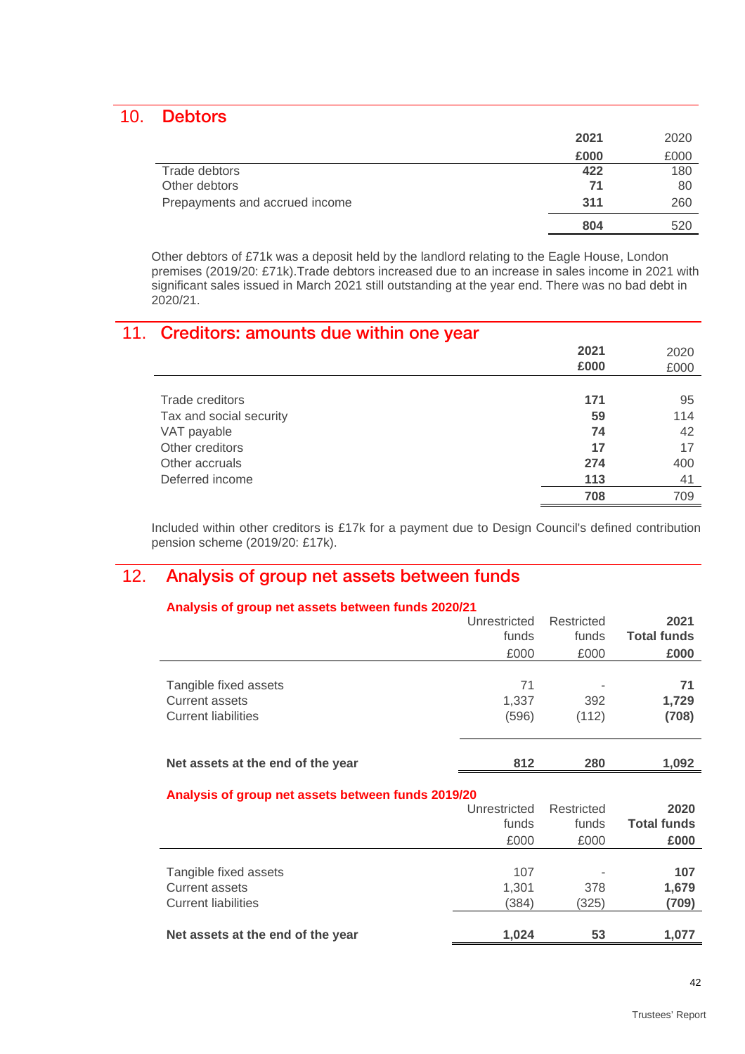## 10. Debtors

| | 2021 | 2020 |
|---|---|---|
| | £000 | £000 |
| Trade debtors | 422 | 180 |
| Other debtors | 71 | 80 |
| Prepayments and accrued income | 311 | 260 |
| | 804 | 520 |

Other debtors of £71k was a deposit held by the landlord relating to the Eagle House, London premises (2019/20: £71k).Trade debtors increased due to an increase in sales income in 2021 with significant sales issued in March 2021 still outstanding at the year end. There was no bad debt in 2020/21.

## 11. Creditors: amounts due within one year

| | 2021 £000 | 2020 £000 |
|---|---|---|
| Trade creditors | 171 | 95 |
| Tax and social security | 59 | 114 |
| VAT payable | 74 | 42 |
| Other creditors | 17 | 17 |
| Other accruals | 274 | 400 |
| Deferred income | 113 | 41 |
| | 708 | 709 |

Included within other creditors is £17k for a payment due to Design Council's defined contribution pension scheme (2019/20: £17k).

## 12. Analysis of group net assets between funds

### Analysis of group net assets between funds 2020/21

| | Unrestricted funds £000 | Restricted funds £000 | 2021 Total funds £000 |
|---|---|---|---|
| Tangible fixed assets | 71 | - | 71 |
| Current assets | 1,337 | 392 | 1,729 |
| Current liabilities | (596) | (112) | (708) |
| **Net assets at the end of the year** | 812 | 280 | 1,092 |

### Analysis of group net assets between funds 2019/20

| | Unrestricted funds £000 | Restricted funds £000 | 2020 Total funds £000 |
|---|---|---|---|
| Tangible fixed assets | 107 | - | 107 |
| Current assets | 1,301 | 378 | 1,679 |
| Current liabilities | (384) | (325) | (709) |
| **Net assets at the end of the year** | 1,024 | 53 | 1,077 |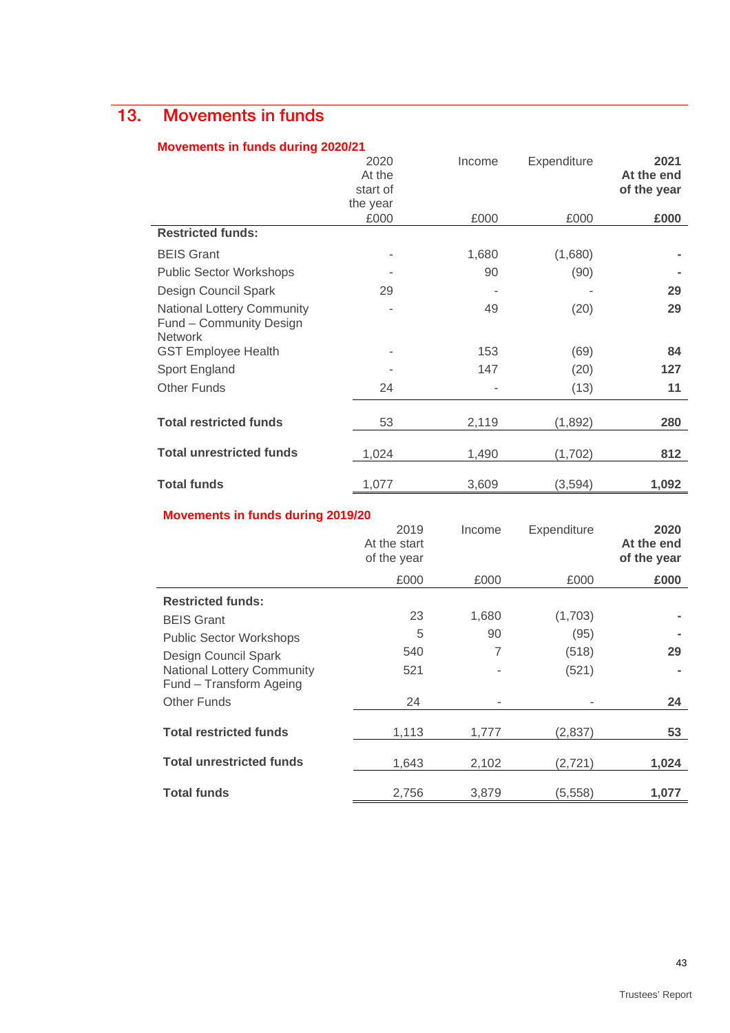## 13. Movements in funds

### Movements in funds during 2020/21

| | 2020 At the start of the year £000 | Income £000 | Expenditure £000 | **2021 At the end of the year £000** |
|---|---|---|---|---|
| **Restricted funds:** | | | | |
| BEIS Grant | - | 1,680 | (1,680) | **-** |
| Public Sector Workshops | - | 90 | (90) | **-** |
| Design Council Spark | 29 | - | - | **29** |
| National Lottery Community Fund – Community Design Network | - | 49 | (20) | **29** |
| GST Employee Health | - | 153 | (69) | **84** |
| Sport England | - | 147 | (20) | **127** |
| Other Funds | 24 | - | (13) | **11** |
| **Total restricted funds** | 53 | 2,119 | (1,892) | **280** |
| **Total unrestricted funds** | 1,024 | 1,490 | (1,702) | **812** |
| **Total funds** | 1,077 | 3,609 | (3,594) | **1,092** |

### Movements in funds during 2019/20

| | 2019 At the start of the year £000 | Income £000 | Expenditure £000 | **2020 At the end of the year £000** |
|---|---|---|---|---|
| **Restricted funds:** | | | | |
| BEIS Grant | 23 | 1,680 | (1,703) | **-** |
| Public Sector Workshops | 5 | 90 | (95) | **-** |
| Design Council Spark | 540 | 7 | (518) | **29** |
| National Lottery Community Fund – Transform Ageing | 521 | - | (521) | **-** |
| Other Funds | 24 | - | - | **24** |
| **Total restricted funds** | 1,113 | 1,777 | (2,837) | **53** |
| **Total unrestricted funds** | 1,643 | 2,102 | (2,721) | **1,024** |
| **Total funds** | 2,756 | 3,879 | (5,558) | **1,077** |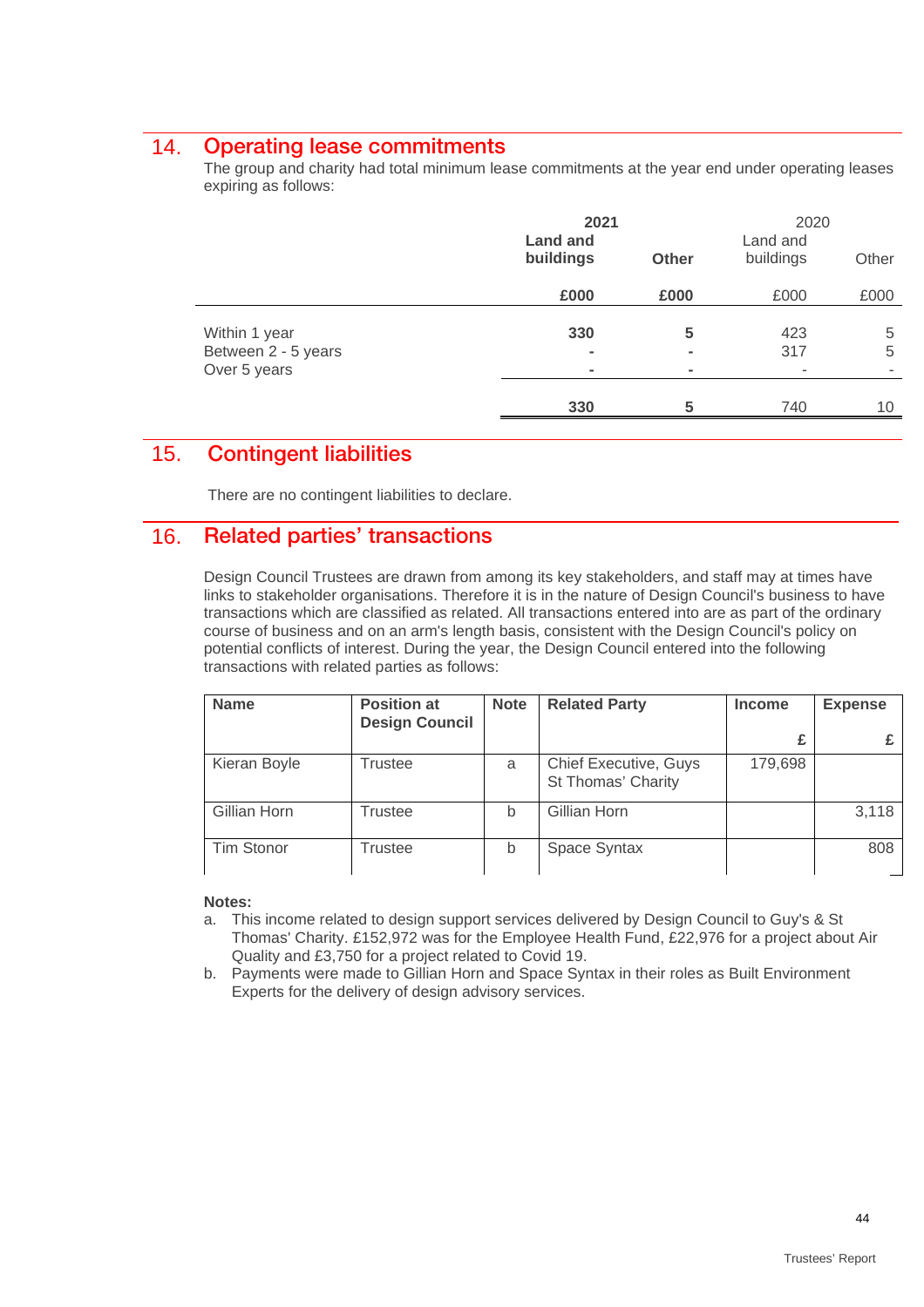## 14. Operating lease commitments

The group and charity had total minimum lease commitments at the year end under operating leases expiring as follows:

| | **2021** | | 2020 | |
|---|---|---|---|---|
| | **Land and buildings** | **Other** | Land and buildings | Other |
| | **£000** | **£000** | £000 | £000 |
| Within 1 year | **330** | **5** | 423 | 5 |
| Between 2 - 5 years | **-** | **-** | 317 | 5 |
| Over 5 years | **-** | **-** | - | - |
| | **330** | **5** | 740 | 10 |

## 15. Contingent liabilities

There are no contingent liabilities to declare.

## 16. Related parties' transactions

Design Council Trustees are drawn from among its key stakeholders, and staff may at times have links to stakeholder organisations. Therefore it is in the nature of Design Council's business to have transactions which are classified as related. All transactions entered into are as part of the ordinary course of business and on an arm's length basis, consistent with the Design Council's policy on potential conflicts of interest. During the year, the Design Council entered into the following transactions with related parties as follows:

| **Name** | **Position at Design Council** | **Note** | **Related Party** | **Income £** | **Expense £** |
|---|---|---|---|---|---|
| Kieran Boyle | Trustee | a | Chief Executive, Guys St Thomas' Charity | 179,698 | |
| Gillian Horn | Trustee | b | Gillian Horn | | 3,118 |
| Tim Stonor | Trustee | b | Space Syntax | | 808 |

**Notes:**

a. This income related to design support services delivered by Design Council to Guy's & St Thomas' Charity. £152,972 was for the Employee Health Fund, £22,976 for a project about Air Quality and £3,750 for a project related to Covid 19.

b. Payments were made to Gillian Horn and Space Syntax in their roles as Built Environment Experts for the delivery of design advisory services.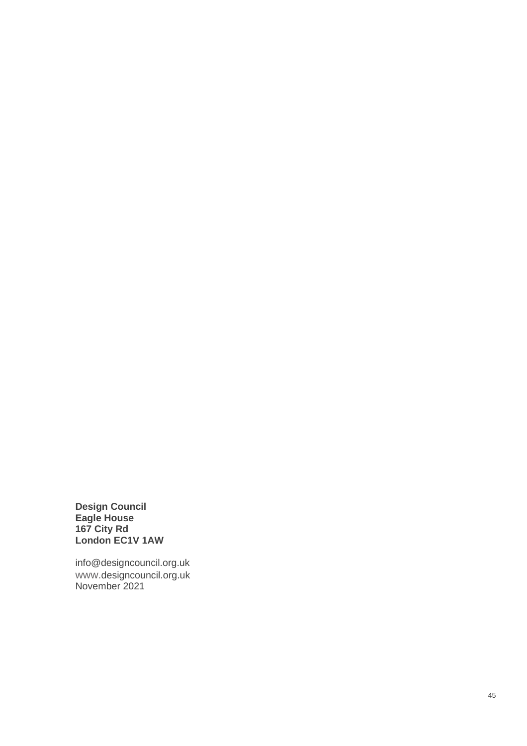**Design Council**
**Eagle House**
**167 City Rd**
**London EC1V 1AW**

info@designcouncil.org.uk
www.designcouncil.org.uk
November 2021